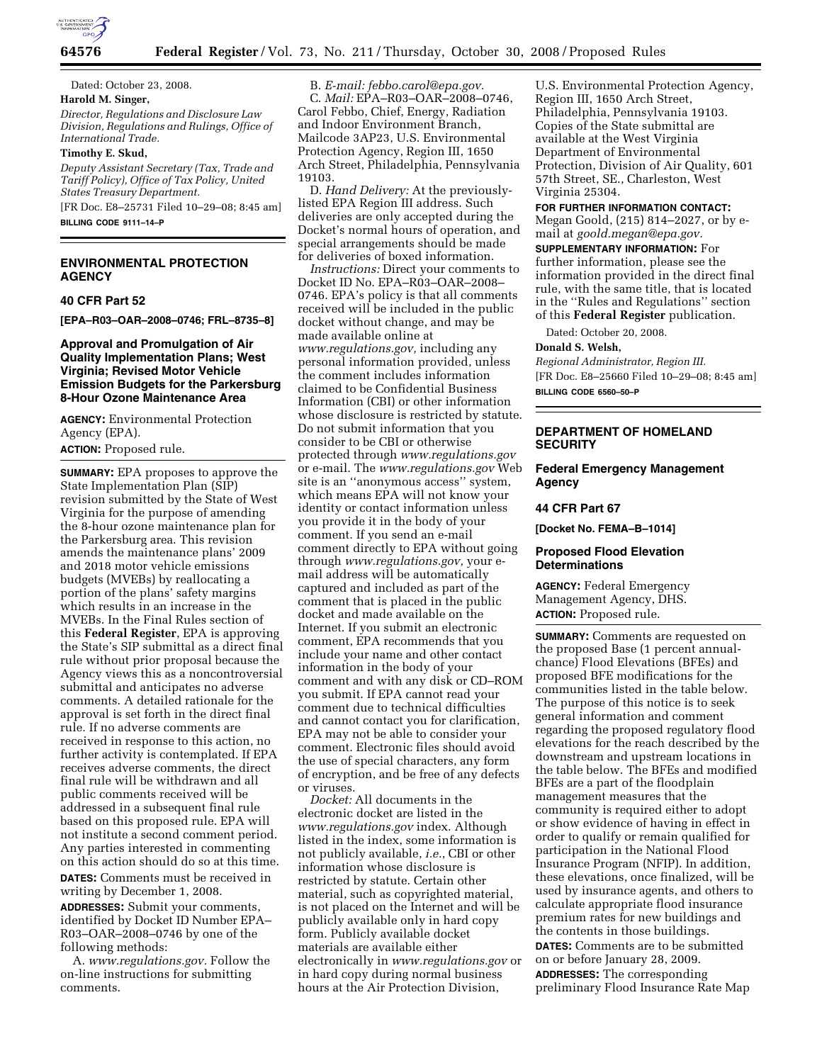Dated: October 23, 2008.

**Harold M. Singer,**

*Director, Regulations and Disclosure Law Division, Regulations and Rulings, Office of International Trade.*

**Timothy E. Skud,**

*Deputy Assistant Secretary (Tax, Trade and Tariff Policy), Office of Tax Policy, United States Treasury Department.*

[FR Doc. E8–25731 Filed 10–29–08; 8:45 am]

**BILLING CODE 9111–14–P**

## ENVIRONMENTAL PROTECTION AGENCY

### 40 CFR Part 52

**[EPA–R03–OAR–2008–0746; FRL–8735–8]**

### Approval and Promulgation of Air Quality Implementation Plans; West Virginia; Revised Motor Vehicle Emission Budgets for the Parkersburg 8-Hour Ozone Maintenance Area

**AGENCY:** Environmental Protection Agency (EPA).

**ACTION:** Proposed rule.

**SUMMARY:** EPA proposes to approve the State Implementation Plan (SIP) revision submitted by the State of West Virginia for the purpose of amending the 8-hour ozone maintenance plan for the Parkersburg area. This revision amends the maintenance plans' 2009 and 2018 motor vehicle emissions budgets (MVEBs) by reallocating a portion of the plans' safety margins which results in an increase in the MVEBs. In the Final Rules section of this **Federal Register**, EPA is approving the State's SIP submittal as a direct final rule without prior proposal because the Agency views this as a noncontroversial submittal and anticipates no adverse comments. A detailed rationale for the approval is set forth in the direct final rule. If no adverse comments are received in response to this action, no further activity is contemplated. If EPA receives adverse comments, the direct final rule will be withdrawn and all public comments received will be addressed in a subsequent final rule based on this proposed rule. EPA will not institute a second comment period. Any parties interested in commenting on this action should do so at this time.

**DATES:** Comments must be received in writing by December 1, 2008.

**ADDRESSES:** Submit your comments, identified by Docket ID Number EPA–R03–OAR–2008–0746 by one of the following methods:

A. *www.regulations.gov.* Follow the on-line instructions for submitting comments.

B. *E-mail: febbo.carol@epa.gov.*

C. *Mail:* EPA–R03–OAR–2008–0746, Carol Febbo, Chief, Energy, Radiation and Indoor Environment Branch, Mailcode 3AP23, U.S. Environmental Protection Agency, Region III, 1650 Arch Street, Philadelphia, Pennsylvania 19103.

D. *Hand Delivery:* At the previously-listed EPA Region III address. Such deliveries are only accepted during the Docket's normal hours of operation, and special arrangements should be made for deliveries of boxed information.

*Instructions:* Direct your comments to Docket ID No. EPA–R03–OAR–2008–0746. EPA's policy is that all comments received will be included in the public docket without change, and may be made available online at *www.regulations.gov,* including any personal information provided, unless the comment includes information claimed to be Confidential Business Information (CBI) or other information whose disclosure is restricted by statute. Do not submit information that you consider to be CBI or otherwise protected through *www.regulations.gov* or e-mail. The *www.regulations.gov* Web site is an ''anonymous access'' system, which means EPA will not know your identity or contact information unless you provide it in the body of your comment. If you send an e-mail comment directly to EPA without going through *www.regulations.gov,* your e-mail address will be automatically captured and included as part of the comment that is placed in the public docket and made available on the Internet. If you submit an electronic comment, EPA recommends that you include your name and other contact information in the body of your comment and with any disk or CD–ROM you submit. If EPA cannot read your comment due to technical difficulties and cannot contact you for clarification, EPA may not be able to consider your comment. Electronic files should avoid the use of special characters, any form of encryption, and be free of any defects or viruses.

*Docket:* All documents in the electronic docket are listed in the *www.regulations.gov* index. Although listed in the index, some information is not publicly available, *i.e.*, CBI or other information whose disclosure is restricted by statute. Certain other material, such as copyrighted material, is not placed on the Internet and will be publicly available only in hard copy form. Publicly available docket materials are available either electronically in *www.regulations.gov* or in hard copy during normal business hours at the Air Protection Division, U.S. Environmental Protection Agency, Region III, 1650 Arch Street, Philadelphia, Pennsylvania 19103. Copies of the State submittal are available at the West Virginia Department of Environmental Protection, Division of Air Quality, 601 57th Street, SE., Charleston, West Virginia 25304.

**FOR FURTHER INFORMATION CONTACT:** Megan Goold, (215) 814–2027, or by e-mail at *goold.megan@epa.gov.*

**SUPPLEMENTARY INFORMATION:** For further information, please see the information provided in the direct final rule, with the same title, that is located in the ''Rules and Regulations'' section of this **Federal Register** publication.

Dated: October 20, 2008.

**Donald S. Welsh,**

*Regional Administrator, Region III.*

[FR Doc. E8–25660 Filed 10–29–08; 8:45 am]

**BILLING CODE 6560–50–P**

## DEPARTMENT OF HOMELAND SECURITY

### Federal Emergency Management Agency

### 44 CFR Part 67

**[Docket No. FEMA–B–1014]**

### Proposed Flood Elevation Determinations

**AGENCY:** Federal Emergency Management Agency, DHS.

**ACTION:** Proposed rule.

**SUMMARY:** Comments are requested on the proposed Base (1 percent annual-chance) Flood Elevations (BFEs) and proposed BFE modifications for the communities listed in the table below. The purpose of this notice is to seek general information and comment regarding the proposed regulatory flood elevations for the reach described by the downstream and upstream locations in the table below. The BFEs and modified BFEs are a part of the floodplain management measures that the community is required either to adopt or show evidence of having in effect in order to qualify or remain qualified for participation in the National Flood Insurance Program (NFIP). In addition, these elevations, once finalized, will be used by insurance agents, and others to calculate appropriate flood insurance premium rates for new buildings and the contents in those buildings.

**DATES:** Comments are to be submitted on or before January 28, 2009.

**ADDRESSES:** The corresponding preliminary Flood Insurance Rate Map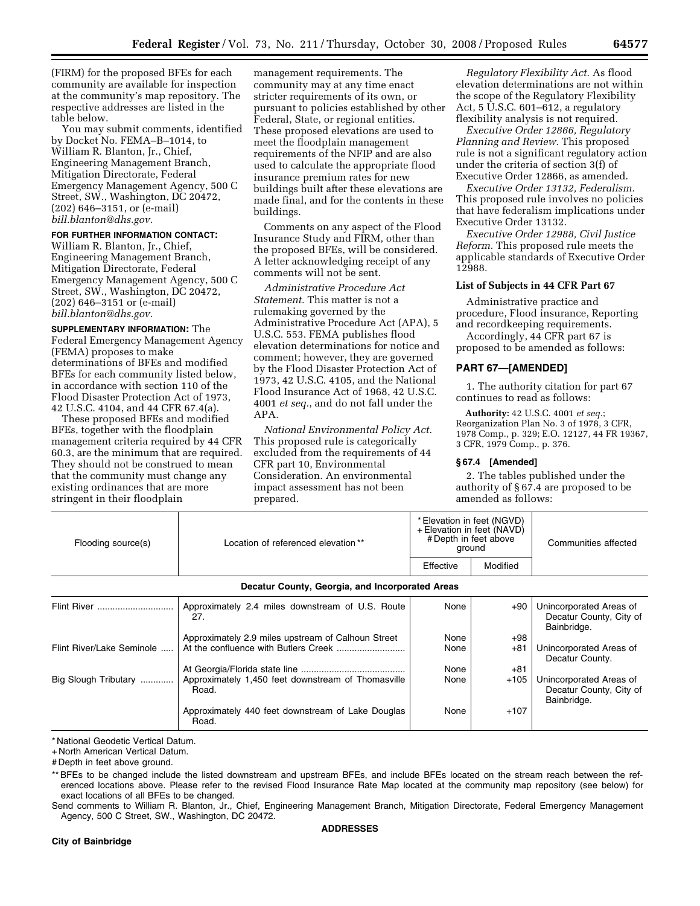(FIRM) for the proposed BFEs for each community are available for inspection at the community's map repository. The respective addresses are listed in the table below.

You may submit comments, identified by Docket No. FEMA–B–1014, to William R. Blanton, Jr., Chief, Engineering Management Branch, Mitigation Directorate, Federal Emergency Management Agency, 500 C Street, SW., Washington, DC 20472, (202) 646–3151, or (e-mail) *bill.blanton@dhs.gov*.

**FOR FURTHER INFORMATION CONTACT:** William R. Blanton, Jr., Chief, Engineering Management Branch, Mitigation Directorate, Federal Emergency Management Agency, 500 C Street, SW., Washington, DC 20472, (202) 646–3151 or (e-mail) *bill.blanton@dhs.gov*.

**SUPPLEMENTARY INFORMATION:** The Federal Emergency Management Agency (FEMA) proposes to make determinations of BFEs and modified BFEs for each community listed below, in accordance with section 110 of the Flood Disaster Protection Act of 1973, 42 U.S.C. 4104, and 44 CFR 67.4(a).

These proposed BFEs and modified BFEs, together with the floodplain management criteria required by 44 CFR 60.3, are the minimum that are required. They should not be construed to mean that the community must change any existing ordinances that are more stringent in their floodplain management requirements. The community may at any time enact stricter requirements of its own, or pursuant to policies established by other Federal, State, or regional entities. These proposed elevations are used to meet the floodplain management requirements of the NFIP and are also used to calculate the appropriate flood insurance premium rates for new buildings built after these elevations are made final, and for the contents in these buildings.

Comments on any aspect of the Flood Insurance Study and FIRM, other than the proposed BFEs, will be considered. A letter acknowledging receipt of any comments will not be sent.

*Administrative Procedure Act Statement.* This matter is not a rulemaking governed by the Administrative Procedure Act (APA), 5 U.S.C. 553. FEMA publishes flood elevation determinations for notice and comment; however, they are governed by the Flood Disaster Protection Act of 1973, 42 U.S.C. 4105, and the National Flood Insurance Act of 1968, 42 U.S.C. 4001 *et seq.*, and do not fall under the APA.

*National Environmental Policy Act.* This proposed rule is categorically excluded from the requirements of 44 CFR part 10, Environmental Consideration. An environmental impact assessment has not been prepared.

*Regulatory Flexibility Act.* As flood elevation determinations are not within the scope of the Regulatory Flexibility Act, 5 U.S.C. 601–612, a regulatory flexibility analysis is not required.

*Executive Order 12866, Regulatory Planning and Review.* This proposed rule is not a significant regulatory action under the criteria of section 3(f) of Executive Order 12866, as amended.

*Executive Order 13132, Federalism.* This proposed rule involves no policies that have federalism implications under Executive Order 13132.

*Executive Order 12988, Civil Justice Reform.* This proposed rule meets the applicable standards of Executive Order 12988.

**List of Subjects in 44 CFR Part 67**

Administrative practice and procedure, Flood insurance, Reporting and recordkeeping requirements.

Accordingly, 44 CFR part 67 is proposed to be amended as follows:

## PART 67—[AMENDED]

1. The authority citation for part 67 continues to read as follows:

**Authority:** 42 U.S.C. 4001 *et seq.*; Reorganization Plan No. 3 of 1978, 3 CFR, 1978 Comp., p. 329; E.O. 12127, 44 FR 19367, 3 CFR, 1979 Comp., p. 376.

**§ 67.4 [Amended]**

2. The tables published under the authority of § 67.4 are proposed to be amended as follows:

| Flooding source(s) | Location of referenced elevation ** | * Elevation in feet (NGVD) + Elevation in feet (NAVD) # Depth in feet above ground | | Communities affected |
|---|---|---|---|---|
| | | Effective | Modified | |
| **Decatur County, Georgia, and Incorporated Areas** | | | | |
| Flint River | Approximately 2.4 miles downstream of U.S. Route 27. | None | +90 | Unincorporated Areas of Decatur County, City of Bainbridge. |
| | Approximately 2.9 miles upstream of Calhoun Street | None | +98 | |
| Flint River/Lake Seminole | At the confluence with Butlers Creek | None | +81 | Unincorporated Areas of Decatur County. |
| | At Georgia/Florida state line | None | +81 | |
| Big Slough Tributary | Approximately 1,450 feet downstream of Thomasville Road. | None | +105 | Unincorporated Areas of Decatur County, City of Bainbridge. |
| | Approximately 440 feet downstream of Lake Douglas Road. | None | +107 | |

* National Geodetic Vertical Datum.
+ North American Vertical Datum.
# Depth in feet above ground.
** BFEs to be changed include the listed downstream and upstream BFEs, and include BFEs located on the stream reach between the referenced locations above. Please refer to the revised Flood Insurance Rate Map located at the community map repository (see below) for exact locations of all BFEs to be changed.

Send comments to William R. Blanton, Jr., Chief, Engineering Management Branch, Mitigation Directorate, Federal Emergency Management Agency, 500 C Street, SW., Washington, DC 20472.

**ADDRESSES**

**City of Bainbridge**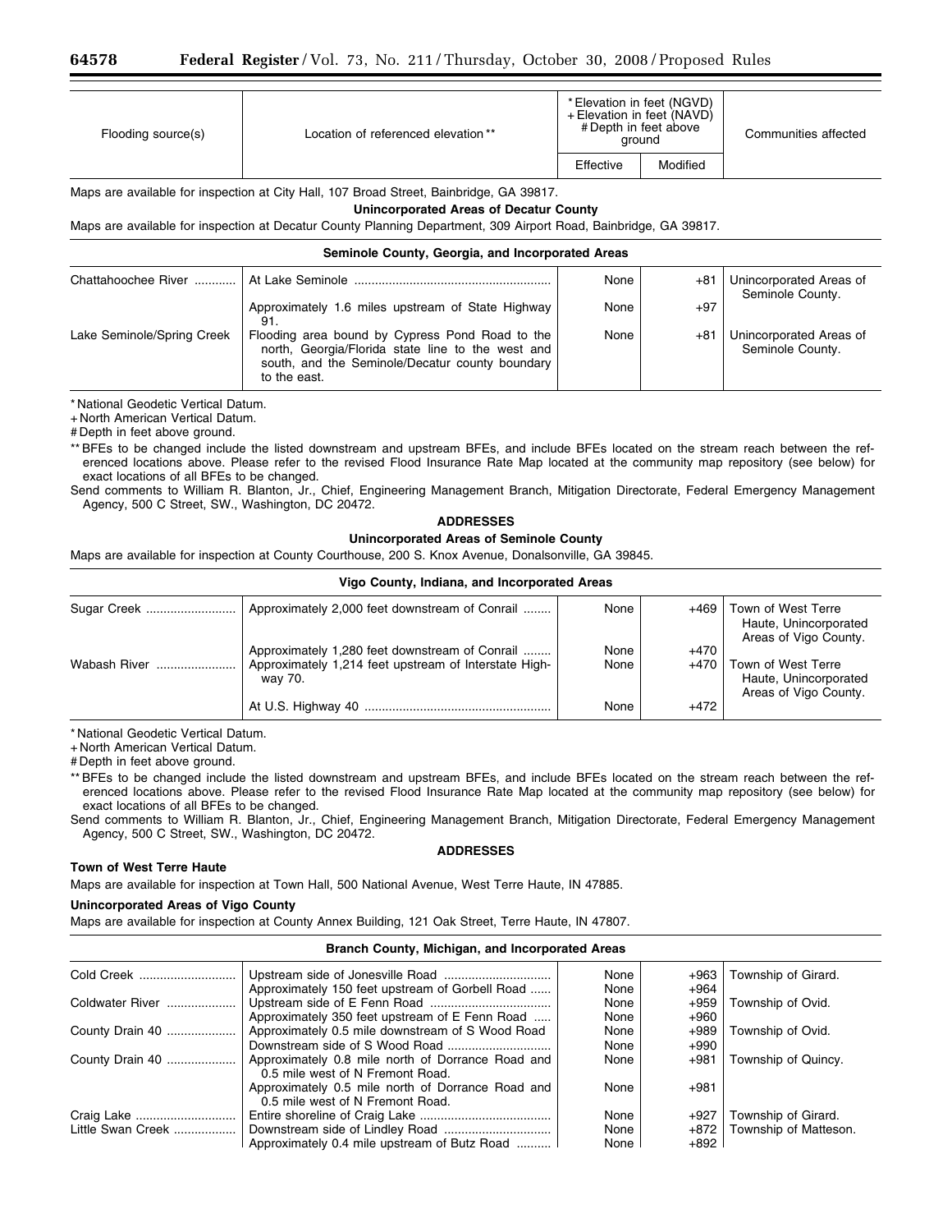| Flooding source(s) | Location of referenced elevation ** | * Elevation in feet (NGVD) + Elevation in feet (NAVD) # Depth in feet above ground | | Communities affected |
|---|---|---|---|---|
| | | Effective | Modified | |

Maps are available for inspection at City Hall, 107 Broad Street, Bainbridge, GA 39817.

**Unincorporated Areas of Decatur County**

Maps are available for inspection at Decatur County Planning Department, 309 Airport Road, Bainbridge, GA 39817.

**Seminole County, Georgia, and Incorporated Areas**

| Flooding source(s) | Location of referenced elevation ** | Effective | Modified | Communities affected |
|---|---|---|---|---|
| Chattahoochee River | At Lake Seminole | None | +81 | Unincorporated Areas of Seminole County. |
| | Approximately 1.6 miles upstream of State Highway 91. | None | +97 | |
| Lake Seminole/Spring Creek | Flooding area bound by Cypress Pond Road to the north, Georgia/Florida state line to the west and south, and the Seminole/Decatur county boundary to the east. | None | +81 | Unincorporated Areas of Seminole County. |

* National Geodetic Vertical Datum.
+ North American Vertical Datum.
# Depth in feet above ground.
** BFEs to be changed include the listed downstream and upstream BFEs, and include BFEs located on the stream reach between the referenced locations above. Please refer to the revised Flood Insurance Rate Map located at the community map repository (see below) for exact locations of all BFEs to be changed.

Send comments to William R. Blanton, Jr., Chief, Engineering Management Branch, Mitigation Directorate, Federal Emergency Management Agency, 500 C Street, SW., Washington, DC 20472.

**ADDRESSES**

**Unincorporated Areas of Seminole County**

Maps are available for inspection at County Courthouse, 200 S. Knox Avenue, Donalsonville, GA 39845.

**Vigo County, Indiana, and Incorporated Areas**

| Flooding source(s) | Location of referenced elevation ** | Effective | Modified | Communities affected |
|---|---|---|---|---|
| Sugar Creek | Approximately 2,000 feet downstream of Conrail | None | +469 | Town of West Terre Haute, Unincorporated Areas of Vigo County. |
| | Approximately 1,280 feet downstream of Conrail | None | +470 | |
| Wabash River | Approximately 1,214 feet upstream of Interstate Highway 70. | None | +470 | Town of West Terre Haute, Unincorporated Areas of Vigo County. |
| | At U.S. Highway 40 | None | +472 | |

* National Geodetic Vertical Datum.
+ North American Vertical Datum.
# Depth in feet above ground.
** BFEs to be changed include the listed downstream and upstream BFEs, and include BFEs located on the stream reach between the referenced locations above. Please refer to the revised Flood Insurance Rate Map located at the community map repository (see below) for exact locations of all BFEs to be changed.

Send comments to William R. Blanton, Jr., Chief, Engineering Management Branch, Mitigation Directorate, Federal Emergency Management Agency, 500 C Street, SW., Washington, DC 20472.

**ADDRESSES**

**Town of West Terre Haute**

Maps are available for inspection at Town Hall, 500 National Avenue, West Terre Haute, IN 47885.

**Unincorporated Areas of Vigo County**

Maps are available for inspection at County Annex Building, 121 Oak Street, Terre Haute, IN 47807.

**Branch County, Michigan, and Incorporated Areas**

| Flooding source(s) | Location of referenced elevation ** | Effective | Modified | Communities affected |
|---|---|---|---|---|
| Cold Creek | Upstream side of Jonesville Road | None | +963 | Township of Girard. |
| | Approximately 150 feet upstream of Gorbell Road | None | +964 | |
| Coldwater River | Upstream side of E Fenn Road | None | +959 | Township of Ovid. |
| | Approximately 350 feet upstream of E Fenn Road | None | +960 | |
| County Drain 40 | Approximately 0.5 mile downstream of S Wood Road | None | +989 | Township of Ovid. |
| | Downstream side of S Wood Road | None | +990 | |
| County Drain 40 | Approximately 0.8 mile north of Dorrance Road and 0.5 mile west of N Fremont Road. | None | +981 | Township of Quincy. |
| | Approximately 0.5 mile north of Dorrance Road and 0.5 mile west of N Fremont Road. | None | +981 | |
| Craig Lake | Entire shoreline of Craig Lake | None | +927 | Township of Girard. |
| Little Swan Creek | Downstream side of Lindley Road | None | +872 | Township of Matteson. |
| | Approximately 0.4 mile upstream of Butz Road | None | +892 | |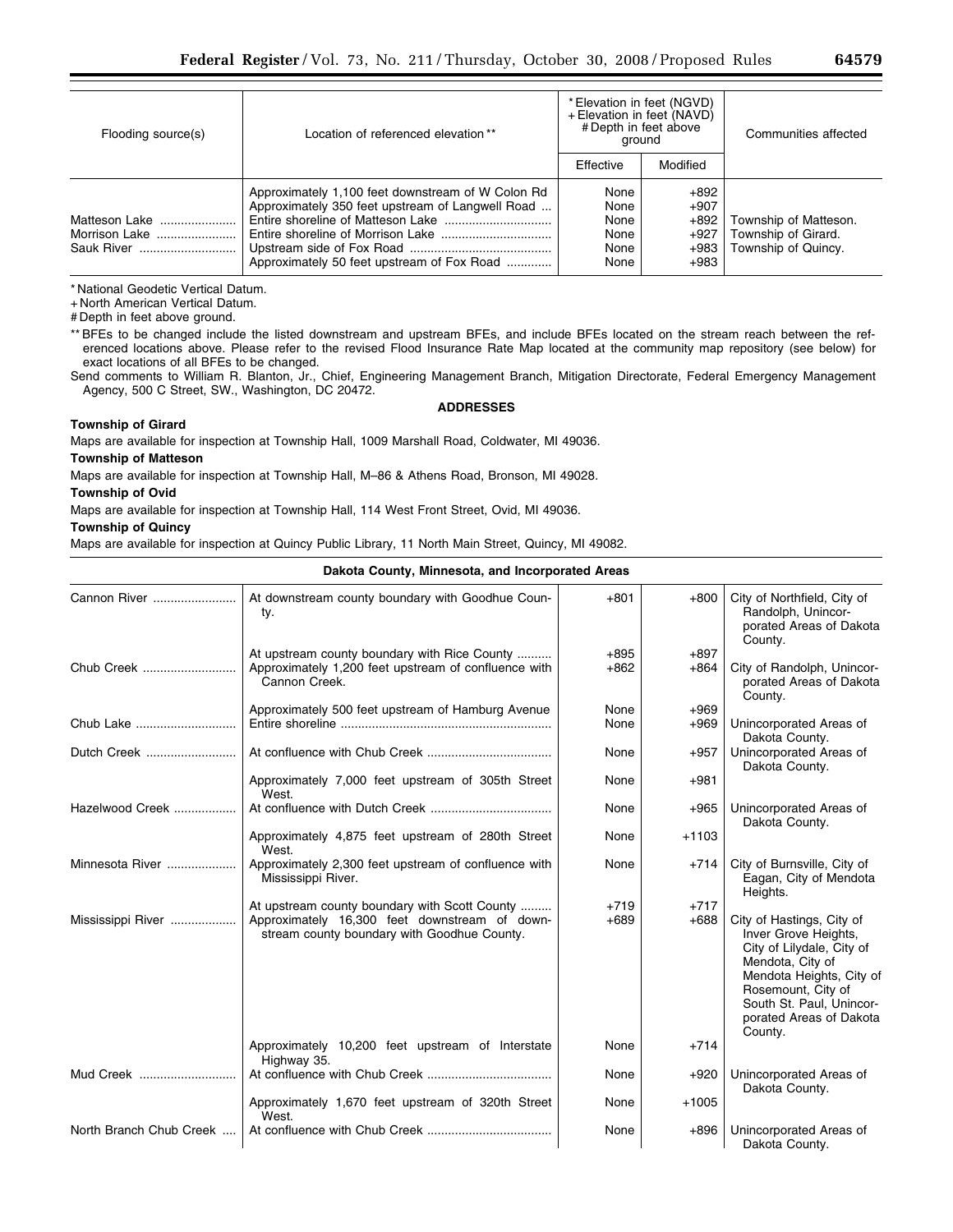| Flooding source(s) | Location of referenced elevation ** | * Elevation in feet (NGVD) + Elevation in feet (NAVD) # Depth in feet above ground | | Communities affected |
|---|---|---|---|---|
| | | Effective | Modified | |
| | Approximately 1,100 feet downstream of W Colon Rd | None | +892 | |
| | Approximately 350 feet upstream of Langwell Road | None | +907 | |
| Matteson Lake | Entire shoreline of Matteson Lake | None | +892 | Township of Matteson. |
| Morrison Lake | Entire shoreline of Morrison Lake | None | +927 | Township of Girard. |
| Sauk River | Upstream side of Fox Road | None | +983 | Township of Quincy. |
| | Approximately 50 feet upstream of Fox Road | None | +983 | |

* National Geodetic Vertical Datum.

+ North American Vertical Datum.

# Depth in feet above ground.

** BFEs to be changed include the listed downstream and upstream BFEs, and include BFEs located on the stream reach between the referenced locations above. Please refer to the revised Flood Insurance Rate Map located at the community map repository (see below) for exact locations of all BFEs to be changed.

Send comments to William R. Blanton, Jr., Chief, Engineering Management Branch, Mitigation Directorate, Federal Emergency Management Agency, 500 C Street, SW., Washington, DC 20472.

**ADDRESSES**

**Township of Girard**

Maps are available for inspection at Township Hall, 1009 Marshall Road, Coldwater, MI 49036.

**Township of Matteson**

Maps are available for inspection at Township Hall, M–86 & Athens Road, Bronson, MI 49028.

**Township of Ovid**

Maps are available for inspection at Township Hall, 114 West Front Street, Ovid, MI 49036.

**Township of Quincy**

Maps are available for inspection at Quincy Public Library, 11 North Main Street, Quincy, MI 49082.

**Dakota County, Minnesota, and Incorporated Areas**

| Flooding source(s) | Location of referenced elevation ** | Effective | Modified | Communities affected |
|---|---|---|---|---|
| Cannon River | At downstream county boundary with Goodhue County. | +801 | +800 | City of Northfield, City of Randolph, Unincorporated Areas of Dakota County. |
| | At upstream county boundary with Rice County | +895 | +897 | |
| Chub Creek | Approximately 1,200 feet upstream of confluence with Cannon Creek. | +862 | +864 | City of Randolph, Unincorporated Areas of Dakota County. |
| | Approximately 500 feet upstream of Hamburg Avenue | None | +969 | |
| Chub Lake | Entire shoreline | None | +969 | Unincorporated Areas of Dakota County. |
| Dutch Creek | At confluence with Chub Creek | None | +957 | Unincorporated Areas of Dakota County. |
| | Approximately 7,000 feet upstream of 305th Street West. | None | +981 | |
| Hazelwood Creek | At confluence with Dutch Creek | None | +965 | Unincorporated Areas of Dakota County. |
| | Approximately 4,875 feet upstream of 280th Street West. | None | +1103 | |
| Minnesota River | Approximately 2,300 feet upstream of confluence with Mississippi River. | None | +714 | City of Burnsville, City of Eagan, City of Mendota Heights. |
| | At upstream county boundary with Scott County | +719 | +717 | |
| Mississippi River | Approximately 16,300 feet downstream of downstream county boundary with Goodhue County. | +689 | +688 | City of Hastings, City of Inver Grove Heights, City of Lilydale, City of Mendota, City of Mendota Heights, City of Rosemount, City of South St. Paul, Unincorporated Areas of Dakota County. |
| | Approximately 10,200 feet upstream of Interstate Highway 35. | None | +714 | |
| Mud Creek | At confluence with Chub Creek | None | +920 | Unincorporated Areas of Dakota County. |
| | Approximately 1,670 feet upstream of 320th Street West. | None | +1005 | |
| North Branch Chub Creek | At confluence with Chub Creek | None | +896 | Unincorporated Areas of Dakota County. |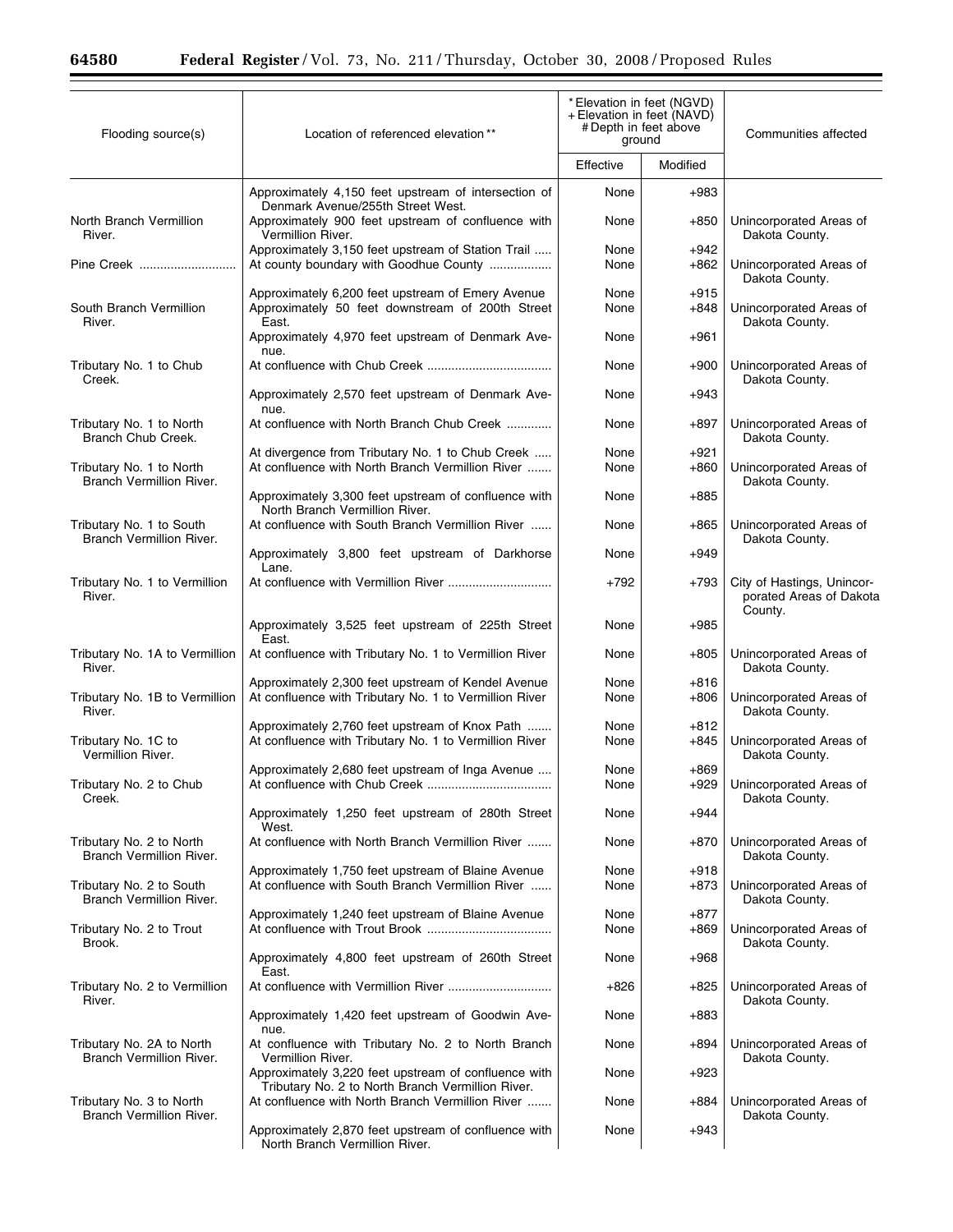| Flooding source(s) | Location of referenced elevation ** | * Elevation in feet (NGVD) + Elevation in feet (NAVD) # Depth in feet above ground | | Communities affected |
|---|---|---|---|---|
| | | Effective | Modified | |
| | Approximately 4,150 feet upstream of intersection of Denmark Avenue/255th Street West. | None | +983 | |
| North Branch Vermillion River. | Approximately 900 feet upstream of confluence with Vermillion River. | None | +850 | Unincorporated Areas of Dakota County. |
| | Approximately 3,150 feet upstream of Station Trail | None | +942 | |
| Pine Creek | At county boundary with Goodhue County | None | +862 | Unincorporated Areas of Dakota County. |
| | Approximately 6,200 feet upstream of Emery Avenue | None | +915 | |
| South Branch Vermillion River. | Approximately 50 feet downstream of 200th Street East. | None | +848 | Unincorporated Areas of Dakota County. |
| | Approximately 4,970 feet upstream of Denmark Avenue. | None | +961 | |
| Tributary No. 1 to Chub Creek. | At confluence with Chub Creek | None | +900 | Unincorporated Areas of Dakota County. |
| | Approximately 2,570 feet upstream of Denmark Avenue. | None | +943 | |
| Tributary No. 1 to North Branch Chub Creek. | At confluence with North Branch Chub Creek | None | +897 | Unincorporated Areas of Dakota County. |
| | At divergence from Tributary No. 1 to Chub Creek | None | +921 | |
| Tributary No. 1 to North Branch Vermillion River. | At confluence with North Branch Vermillion River | None | +860 | Unincorporated Areas of Dakota County. |
| | Approximately 3,300 feet upstream of confluence with North Branch Vermillion River. | None | +885 | |
| Tributary No. 1 to South Branch Vermillion River. | At confluence with South Branch Vermillion River | None | +865 | Unincorporated Areas of Dakota County. |
| | Approximately 3,800 feet upstream of Darkhorse Lane. | None | +949 | |
| Tributary No. 1 to Vermillion River. | At confluence with Vermillion River | +792 | +793 | City of Hastings, Unincorporated Areas of Dakota County. |
| | Approximately 3,525 feet upstream of 225th Street East. | None | +985 | |
| Tributary No. 1A to Vermillion River. | At confluence with Tributary No. 1 to Vermillion River | None | +805 | Unincorporated Areas of Dakota County. |
| | Approximately 2,300 feet upstream of Kendel Avenue | None | +816 | |
| Tributary No. 1B to Vermillion River. | At confluence with Tributary No. 1 to Vermillion River | None | +806 | Unincorporated Areas of Dakota County. |
| | Approximately 2,760 feet upstream of Knox Path | None | +812 | |
| Tributary No. 1C to Vermillion River. | At confluence with Tributary No. 1 to Vermillion River | None | +845 | Unincorporated Areas of Dakota County. |
| | Approximately 2,680 feet upstream of Inga Avenue | None | +869 | |
| Tributary No. 2 to Chub Creek. | At confluence with Chub Creek | None | +929 | Unincorporated Areas of Dakota County. |
| | Approximately 1,250 feet upstream of 280th Street West. | None | +944 | |
| Tributary No. 2 to North Branch Vermillion River. | At confluence with North Branch Vermillion River | None | +870 | Unincorporated Areas of Dakota County. |
| | Approximately 1,750 feet upstream of Blaine Avenue | None | +918 | |
| Tributary No. 2 to South Branch Vermillion River. | At confluence with South Branch Vermillion River | None | +873 | Unincorporated Areas of Dakota County. |
| | Approximately 1,240 feet upstream of Blaine Avenue | None | +877 | |
| Tributary No. 2 to Trout Brook. | At confluence with Trout Brook | None | +869 | Unincorporated Areas of Dakota County. |
| | Approximately 4,800 feet upstream of 260th Street East. | None | +968 | |
| Tributary No. 2 to Vermillion River. | At confluence with Vermillion River | +826 | +825 | Unincorporated Areas of Dakota County. |
| | Approximately 1,420 feet upstream of Goodwin Avenue. | None | +883 | |
| Tributary No. 2A to North Branch Vermillion River. | At confluence with Tributary No. 2 to North Branch Vermillion River. | None | +894 | Unincorporated Areas of Dakota County. |
| | Approximately 3,220 feet upstream of confluence with Tributary No. 2 to North Branch Vermillion River. | None | +923 | |
| Tributary No. 3 to North Branch Vermillion River. | At confluence with North Branch Vermillion River | None | +884 | Unincorporated Areas of Dakota County. |
| | Approximately 2,870 feet upstream of confluence with North Branch Vermillion River. | None | +943 | |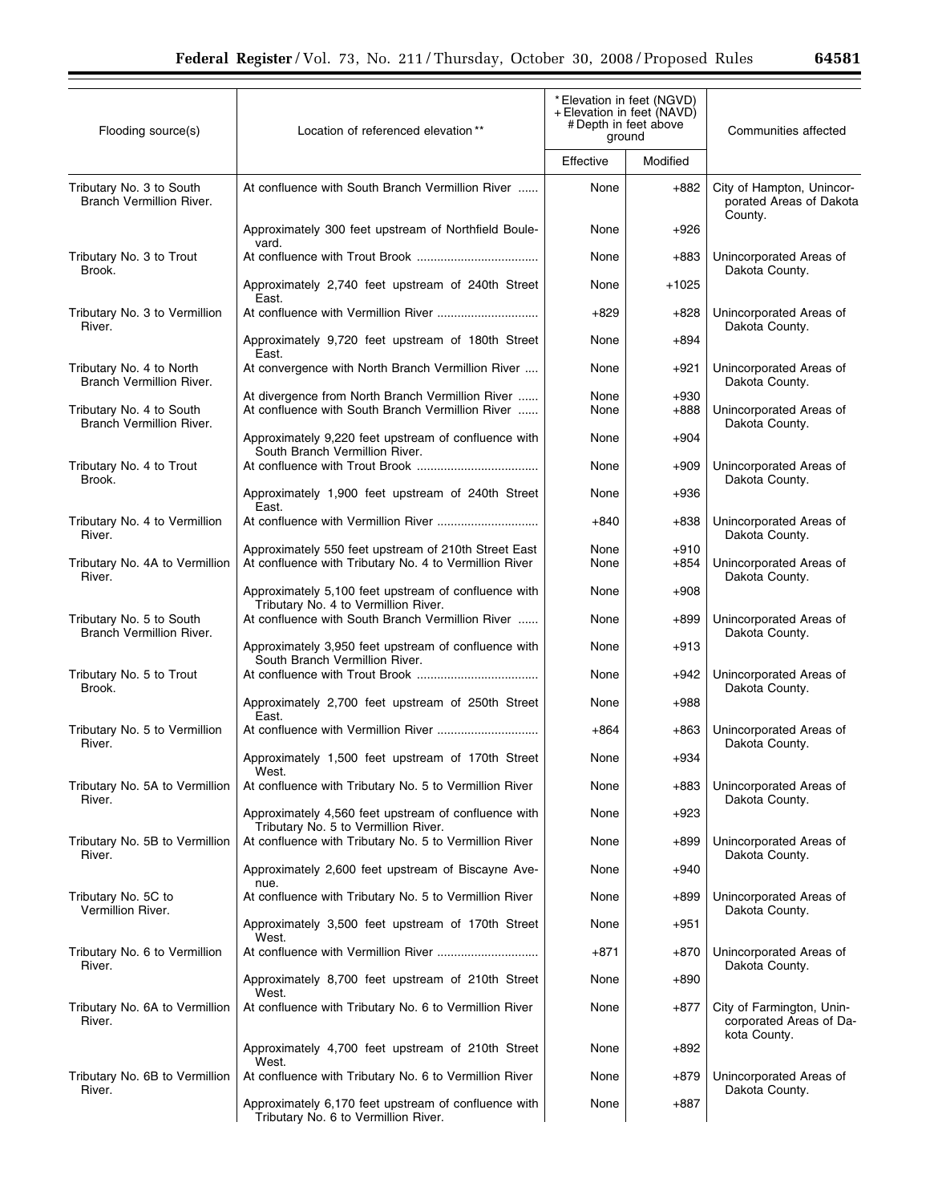| Flooding source(s) | Location of referenced elevation ** | * Elevation in feet (NGVD) + Elevation in feet (NAVD) # Depth in feet above ground | | Communities affected |
|---|---|---|---|---|
| | | Effective | Modified | |
| Tributary No. 3 to South Branch Vermillion River. | At confluence with South Branch Vermillion River | None | +882 | City of Hampton, Unincorporated Areas of Dakota County. |
| | Approximately 300 feet upstream of Northfield Boulevard. | None | +926 | |
| Tributary No. 3 to Trout Brook. | At confluence with Trout Brook | None | +883 | Unincorporated Areas of Dakota County. |
| | Approximately 2,740 feet upstream of 240th Street East. | None | +1025 | |
| Tributary No. 3 to Vermillion River. | At confluence with Vermillion River | +829 | +828 | Unincorporated Areas of Dakota County. |
| | Approximately 9,720 feet upstream of 180th Street East. | None | +894 | |
| Tributary No. 4 to North Branch Vermillion River. | At convergence with North Branch Vermillion River | None | +921 | Unincorporated Areas of Dakota County. |
| | At divergence from North Branch Vermillion River | None | +930 | |
| Tributary No. 4 to South Branch Vermillion River. | At confluence with South Branch Vermillion River | None | +888 | Unincorporated Areas of Dakota County. |
| | Approximately 9,220 feet upstream of confluence with South Branch Vermillion River. | None | +904 | |
| Tributary No. 4 to Trout Brook. | At confluence with Trout Brook | None | +909 | Unincorporated Areas of Dakota County. |
| | Approximately 1,900 feet upstream of 240th Street East. | None | +936 | |
| Tributary No. 4 to Vermillion River. | At confluence with Vermillion River | +840 | +838 | Unincorporated Areas of Dakota County. |
| | Approximately 550 feet upstream of 210th Street East | None | +910 | |
| Tributary No. 4A to Vermillion River. | At confluence with Tributary No. 4 to Vermillion River | None | +854 | Unincorporated Areas of Dakota County. |
| | Approximately 5,100 feet upstream of confluence with Tributary No. 4 to Vermillion River. | None | +908 | |
| Tributary No. 5 to South Branch Vermillion River. | At confluence with South Branch Vermillion River | None | +899 | Unincorporated Areas of Dakota County. |
| | Approximately 3,950 feet upstream of confluence with South Branch Vermillion River. | None | +913 | |
| Tributary No. 5 to Trout Brook. | At confluence with Trout Brook | None | +942 | Unincorporated Areas of Dakota County. |
| | Approximately 2,700 feet upstream of 250th Street East. | None | +988 | |
| Tributary No. 5 to Vermillion River. | At confluence with Vermillion River | +864 | +863 | Unincorporated Areas of Dakota County. |
| | Approximately 1,500 feet upstream of 170th Street West. | None | +934 | |
| Tributary No. 5A to Vermillion River. | At confluence with Tributary No. 5 to Vermillion River | None | +883 | Unincorporated Areas of Dakota County. |
| | Approximately 4,560 feet upstream of confluence with Tributary No. 5 to Vermillion River. | None | +923 | |
| Tributary No. 5B to Vermillion River. | At confluence with Tributary No. 5 to Vermillion River | None | +899 | Unincorporated Areas of Dakota County. |
| | Approximately 2,600 feet upstream of Biscayne Avenue. | None | +940 | |
| Tributary No. 5C to Vermillion River. | At confluence with Tributary No. 5 to Vermillion River | None | +899 | Unincorporated Areas of Dakota County. |
| | Approximately 3,500 feet upstream of 170th Street West. | None | +951 | |
| Tributary No. 6 to Vermillion River. | At confluence with Vermillion River | +871 | +870 | Unincorporated Areas of Dakota County. |
| | Approximately 8,700 feet upstream of 210th Street West. | None | +890 | |
| Tributary No. 6A to Vermillion River. | At confluence with Tributary No. 6 to Vermillion River | None | +877 | City of Farmington, Unincorporated Areas of Dakota County. |
| | Approximately 4,700 feet upstream of 210th Street West. | None | +892 | |
| Tributary No. 6B to Vermillion River. | At confluence with Tributary No. 6 to Vermillion River | None | +879 | Unincorporated Areas of Dakota County. |
| | Approximately 6,170 feet upstream of confluence with Tributary No. 6 to Vermillion River. | None | +887 | |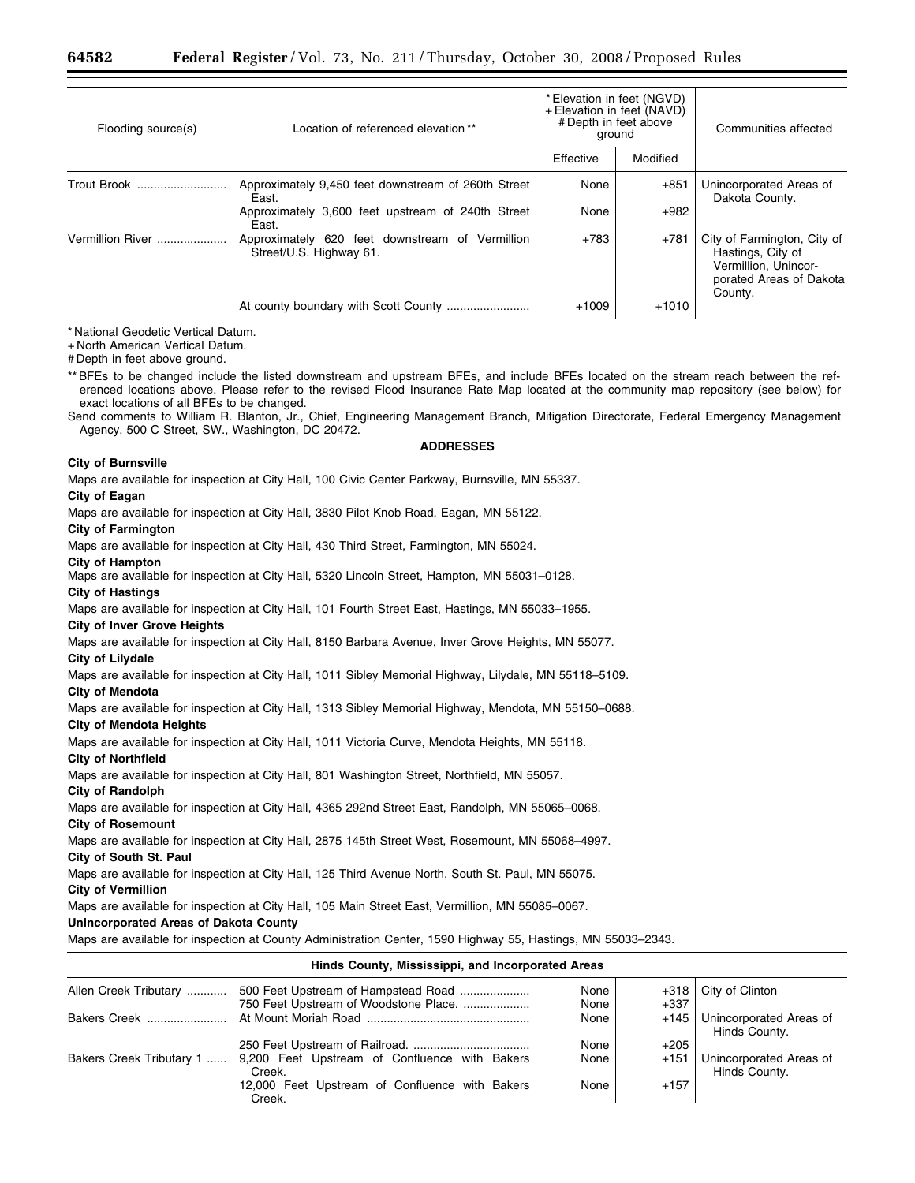| Flooding source(s) | Location of referenced elevation ** | * Elevation in feet (NGVD) + Elevation in feet (NAVD) # Depth in feet above ground | | Communities affected |
|---|---|---|---|---|
| | | Effective | Modified | |
| Trout Brook | Approximately 9,450 feet downstream of 260th Street East. | None | +851 | Unincorporated Areas of Dakota County. |
| | Approximately 3,600 feet upstream of 240th Street East. | None | +982 | |
| Vermillion River | Approximately 620 feet downstream of Vermillion Street/U.S. Highway 61. | +783 | +781 | City of Farmington, City of Hastings, City of Vermillion, Unincorporated Areas of Dakota County. |
| | At county boundary with Scott County | +1009 | +1010 | |

* National Geodetic Vertical Datum.

+ North American Vertical Datum.

# Depth in feet above ground.

** BFEs to be changed include the listed downstream and upstream BFEs, and include BFEs located on the stream reach between the referenced locations above. Please refer to the revised Flood Insurance Rate Map located at the community map repository (see below) for exact locations of all BFEs to be changed.

Send comments to William R. Blanton, Jr., Chief, Engineering Management Branch, Mitigation Directorate, Federal Emergency Management Agency, 500 C Street, SW., Washington, DC 20472.

**ADDRESSES**

**City of Burnsville**

Maps are available for inspection at City Hall, 100 Civic Center Parkway, Burnsville, MN 55337.

**City of Eagan**

Maps are available for inspection at City Hall, 3830 Pilot Knob Road, Eagan, MN 55122.

**City of Farmington**

Maps are available for inspection at City Hall, 430 Third Street, Farmington, MN 55024.

**City of Hampton**

Maps are available for inspection at City Hall, 5320 Lincoln Street, Hampton, MN 55031–0128.

**City of Hastings**

Maps are available for inspection at City Hall, 101 Fourth Street East, Hastings, MN 55033–1955.

**City of Inver Grove Heights**

Maps are available for inspection at City Hall, 8150 Barbara Avenue, Inver Grove Heights, MN 55077.

**City of Lilydale**

Maps are available for inspection at City Hall, 1011 Sibley Memorial Highway, Lilydale, MN 55118–5109.

**City of Mendota**

Maps are available for inspection at City Hall, 1313 Sibley Memorial Highway, Mendota, MN 55150–0688.

**City of Mendota Heights**

Maps are available for inspection at City Hall, 1011 Victoria Curve, Mendota Heights, MN 55118.

**City of Northfield**

Maps are available for inspection at City Hall, 801 Washington Street, Northfield, MN 55057.

**City of Randolph**

Maps are available for inspection at City Hall, 4365 292nd Street East, Randolph, MN 55065–0068.

**City of Rosemount**

Maps are available for inspection at City Hall, 2875 145th Street West, Rosemount, MN 55068–4997.

**City of South St. Paul**

Maps are available for inspection at City Hall, 125 Third Avenue North, South St. Paul, MN 55075.

**City of Vermillion**

Maps are available for inspection at City Hall, 105 Main Street East, Vermillion, MN 55085–0067.

**Unincorporated Areas of Dakota County**

Maps are available for inspection at County Administration Center, 1590 Highway 55, Hastings, MN 55033–2343.

**Hinds County, Mississippi, and Incorporated Areas**

| Flooding source(s) | Location of referenced elevation ** | Effective | Modified | Communities affected |
|---|---|---|---|---|
| Allen Creek Tributary | 500 Feet Upstream of Hampstead Road | None | +318 | City of Clinton |
| | 750 Feet Upstream of Woodstone Place. | None | +337 | |
| Bakers Creek | At Mount Moriah Road | None | +145 | Unincorporated Areas of Hinds County. |
| | 250 Feet Upstream of Railroad. | None | +205 | |
| Bakers Creek Tributary 1 | 9,200 Feet Upstream of Confluence with Bakers Creek. | None | +151 | Unincorporated Areas of Hinds County. |
| | 12,000 Feet Upstream of Confluence with Bakers Creek. | None | +157 | |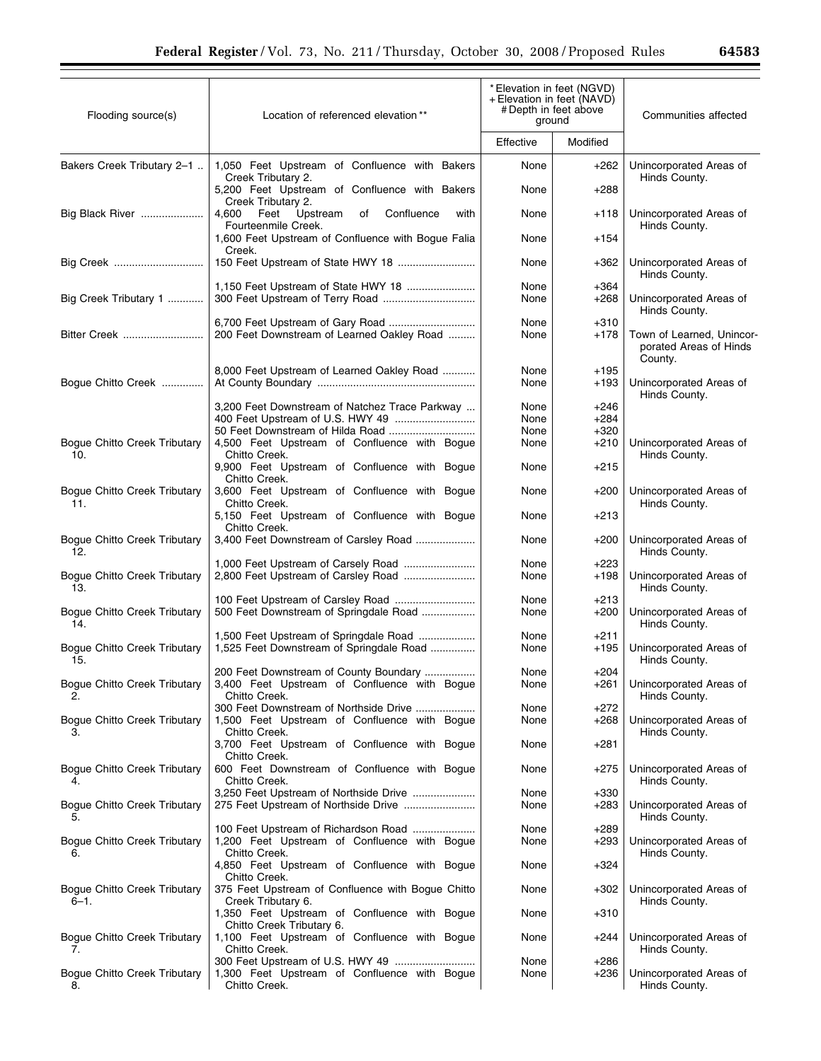| Flooding source(s) | Location of referenced elevation ** | * Elevation in feet (NGVD) + Elevation in feet (NAVD) # Depth in feet above ground | | Communities affected |
|---|---|---|---|---|
| | | Effective | Modified | |
| Bakers Creek Tributary 2–1 .. | 1,050 Feet Upstream of Confluence with Bakers Creek Tributary 2. | None | +262 | Unincorporated Areas of Hinds County. |
| | 5,200 Feet Upstream of Confluence with Bakers Creek Tributary 2. | None | +288 | |
| Big Black River ..................... | 4,600 Feet Upstream of Confluence with Fourteenmile Creek. | None | +118 | Unincorporated Areas of Hinds County. |
| | 1,600 Feet Upstream of Confluence with Bogue Falia Creek. | None | +154 | |
| Big Creek .............................. | 150 Feet Upstream of State HWY 18 .......................... | None | +362 | Unincorporated Areas of Hinds County. |
| | 1,150 Feet Upstream of State HWY 18 ....................... | None | +364 | |
| Big Creek Tributary 1 ............ | 300 Feet Upstream of Terry Road ............................... | None | +268 | Unincorporated Areas of Hinds County. |
| | 6,700 Feet Upstream of Gary Road .............................. | None | +310 | |
| Bitter Creek ........................... | 200 Feet Downstream of Learned Oakley Road ......... | None | +178 | Town of Learned, Unincorporated Areas of Hinds County. |
| | 8,000 Feet Upstream of Learned Oakley Road ........... | None | +195 | |
| Bogue Chitto Creek .............. | At County Boundary .................................................... | None | +193 | Unincorporated Areas of Hinds County. |
| | 3,200 Feet Downstream of Natchez Trace Parkway .... | None | +246 | |
| | 400 Feet Upstream of U.S. HWY 49 ........................... | None | +284 | |
| | 50 Feet Downstream of Hilda Road ............................. | None | +320 | |
| Bogue Chitto Creek Tributary 10. | 4,500 Feet Upstream of Confluence with Bogue Chitto Creek. | None | +210 | Unincorporated Areas of Hinds County. |
| | 9,900 Feet Upstream of Confluence with Bogue Chitto Creek. | None | +215 | |
| Bogue Chitto Creek Tributary 11. | 3,600 Feet Upstream of Confluence with Bogue Chitto Creek. | None | +200 | Unincorporated Areas of Hinds County. |
| | 5,150 Feet Upstream of Confluence with Bogue Chitto Creek. | None | +213 | |
| Bogue Chitto Creek Tributary 12. | 3,400 Feet Downstream of Carsley Road .................... | None | +200 | Unincorporated Areas of Hinds County. |
| | 1,000 Feet Upstream of Carsely Road ........................ | None | +223 | |
| Bogue Chitto Creek Tributary 13. | 2,800 Feet Upstream of Carsley Road ........................ | None | +198 | Unincorporated Areas of Hinds County. |
| | 100 Feet Upstream of Carsley Road ........................... | None | +213 | |
| Bogue Chitto Creek Tributary 14. | 500 Feet Downstream of Springdale Road .................. | None | +200 | Unincorporated Areas of Hinds County. |
| | 1,500 Feet Upstream of Springdale Road ................... | None | +211 | |
| Bogue Chitto Creek Tributary 15. | 1,525 Feet Downstream of Springdale Road ............... | None | +195 | Unincorporated Areas of Hinds County. |
| | 200 Feet Downstream of County Boundary ................. | None | +204 | |
| Bogue Chitto Creek Tributary 2. | 3,400 Feet Upstream of Confluence with Bogue Chitto Creek. | None | +261 | Unincorporated Areas of Hinds County. |
| | 300 Feet Downstream of Northside Drive .................... | None | +272 | |
| Bogue Chitto Creek Tributary 3. | 1,500 Feet Upstream of Confluence with Bogue Chitto Creek. | None | +268 | Unincorporated Areas of Hinds County. |
| | 3,700 Feet Upstream of Confluence with Bogue Chitto Creek. | None | +281 | |
| Bogue Chitto Creek Tributary 4. | 600 Feet Downstream of Confluence with Bogue Chitto Creek. | None | +275 | Unincorporated Areas of Hinds County. |
| | 3,250 Feet Upstream of Northside Drive ..................... | None | +330 | |
| Bogue Chitto Creek Tributary 5. | 275 Feet Upstream of Northside Drive ........................ | None | +283 | Unincorporated Areas of Hinds County. |
| | 100 Feet Upstream of Richardson Road ..................... | None | +289 | |
| Bogue Chitto Creek Tributary 6. | 1,200 Feet Upstream of Confluence with Bogue Chitto Creek. | None | +293 | Unincorporated Areas of Hinds County. |
| | 4,850 Feet Upstream of Confluence with Bogue Chitto Creek. | None | +324 | |
| Bogue Chitto Creek Tributary 6–1. | 375 Feet Upstream of Confluence with Bogue Chitto Creek Tributary 6. | None | +302 | Unincorporated Areas of Hinds County. |
| | 1,350 Feet Upstream of Confluence with Bogue Chitto Creek Tributary 6. | None | +310 | |
| Bogue Chitto Creek Tributary 7. | 1,100 Feet Upstream of Confluence with Bogue Chitto Creek. | None | +244 | Unincorporated Areas of Hinds County. |
| | 300 Feet Upstream of U.S. HWY 49 ........................... | None | +286 | |
| Bogue Chitto Creek Tributary 8. | 1,300 Feet Upstream of Confluence with Bogue Chitto Creek. | None | +236 | Unincorporated Areas of Hinds County. |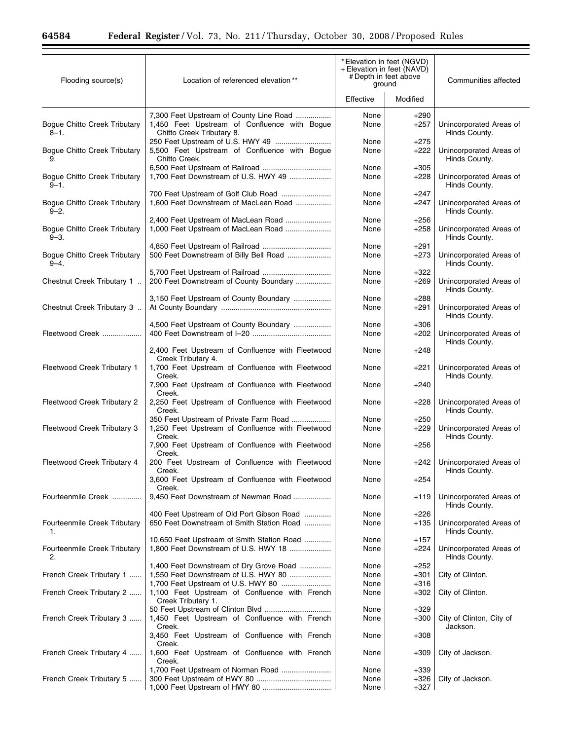| Flooding source(s) | Location of referenced elevation ** | * Elevation in feet (NGVD) + Elevation in feet (NAVD) # Depth in feet above ground | | Communities affected |
|---|---|---|---|---|
| | | Effective | Modified | |
| | 7,300 Feet Upstream of County Line Road | None | +290 | |
| Bogue Chitto Creek Tributary 8–1. | 1,450 Feet Upstream of Confluence with Bogue Chitto Creek Tributary 8. | None | +257 | Unincorporated Areas of Hinds County. |
| | 250 Feet Upstream of U.S. HWY 49 | None | +275 | |
| Bogue Chitto Creek Tributary 9. | 5,500 Feet Upstream of Confluence with Bogue Chitto Creek. | None | +222 | Unincorporated Areas of Hinds County. |
| | 6,500 Feet Upstream of Railroad | None | +305 | |
| Bogue Chitto Creek Tributary 9–1. | 1,700 Feet Downstream of U.S. HWY 49 | None | +228 | Unincorporated Areas of Hinds County. |
| | 700 Feet Upstream of Golf Club Road | None | +247 | |
| Bogue Chitto Creek Tributary 9–2. | 1,600 Feet Downstream of MacLean Road | None | +247 | Unincorporated Areas of Hinds County. |
| | 2,400 Feet Upstream of MacLean Road | None | +256 | |
| Bogue Chitto Creek Tributary 9–3. | 1,000 Feet Upstream of MacLean Road | None | +258 | Unincorporated Areas of Hinds County. |
| | 4,850 Feet Upstream of Railroad | None | +291 | |
| Bogue Chitto Creek Tributary 9–4. | 500 Feet Downstream of Billy Bell Road | None | +273 | Unincorporated Areas of Hinds County. |
| | 5,700 Feet Upstream of Railroad | None | +322 | |
| Chestnut Creek Tributary 1 | 200 Feet Downstream of County Boundary | None | +269 | Unincorporated Areas of Hinds County. |
| | 3,150 Feet Upstream of County Boundary | None | +288 | |
| Chestnut Creek Tributary 3 | At County Boundary | None | +291 | Unincorporated Areas of Hinds County. |
| | 4,500 Feet Upstream of County Boundary | None | +306 | |
| Fleetwood Creek | 400 Feet Downstream of I–20 | None | +202 | Unincorporated Areas of Hinds County. |
| | 2,400 Feet Upstream of Confluence with Fleetwood Creek Tributary 4. | None | +248 | |
| Fleetwood Creek Tributary 1 | 1,700 Feet Upstream of Confluence with Fleetwood Creek. | None | +221 | Unincorporated Areas of Hinds County. |
| | 7,900 Feet Upstream of Confluence with Fleetwood Creek. | None | +240 | |
| Fleetwood Creek Tributary 2 | 2,250 Feet Upstream of Confluence with Fleetwood Creek. | None | +228 | Unincorporated Areas of Hinds County. |
| | 350 Feet Upstream of Private Farm Road | None | +250 | |
| Fleetwood Creek Tributary 3 | 1,250 Feet Upstream of Confluence with Fleetwood Creek. | None | +229 | Unincorporated Areas of Hinds County. |
| | 7,900 Feet Upstream of Confluence with Fleetwood Creek. | None | +256 | |
| Fleetwood Creek Tributary 4 | 200 Feet Upstream of Confluence with Fleetwood Creek. | None | +242 | Unincorporated Areas of Hinds County. |
| | 3,600 Feet Upstream of Confluence with Fleetwood Creek. | None | +254 | |
| Fourteenmile Creek | 9,450 Feet Downstream of Newman Road | None | +119 | Unincorporated Areas of Hinds County. |
| | 400 Feet Upstream of Old Port Gibson Road | None | +226 | |
| Fourteenmile Creek Tributary 1. | 650 Feet Downstream of Smith Station Road | None | +135 | Unincorporated Areas of Hinds County. |
| | 10,650 Feet Upstream of Smith Station Road | None | +157 | |
| Fourteenmile Creek Tributary 2. | 1,800 Feet Downstream of U.S. HWY 18 | None | +224 | Unincorporated Areas of Hinds County. |
| | 1,400 Feet Downstream of Dry Grove Road | None | +252 | |
| French Creek Tributary 1 | 1,550 Feet Downstream of U.S. HWY 80 | None | +301 | City of Clinton. |
| | 1,700 Feet Upstream of U.S. HWY 80 | None | +316 | |
| French Creek Tributary 2 | 1,100 Feet Upstream of Confluence with French Creek Tributary 1. | None | +302 | City of Clinton. |
| | 50 Feet Upstream of Clinton Blvd | None | +329 | |
| French Creek Tributary 3 | 1,450 Feet Upstream of Confluence with French Creek. | None | +300 | City of Clinton, City of Jackson. |
| | 3,450 Feet Upstream of Confluence with French Creek. | None | +308 | |
| French Creek Tributary 4 | 1,600 Feet Upstream of Confluence with French Creek. | None | +309 | City of Jackson. |
| | 1,700 Feet Upstream of Norman Road | None | +339 | |
| French Creek Tributary 5 | 300 Feet Upstream of HWY 80 | None | +326 | City of Jackson. |
| | 1,000 Feet Upstream of HWY 80 | None | +327 | |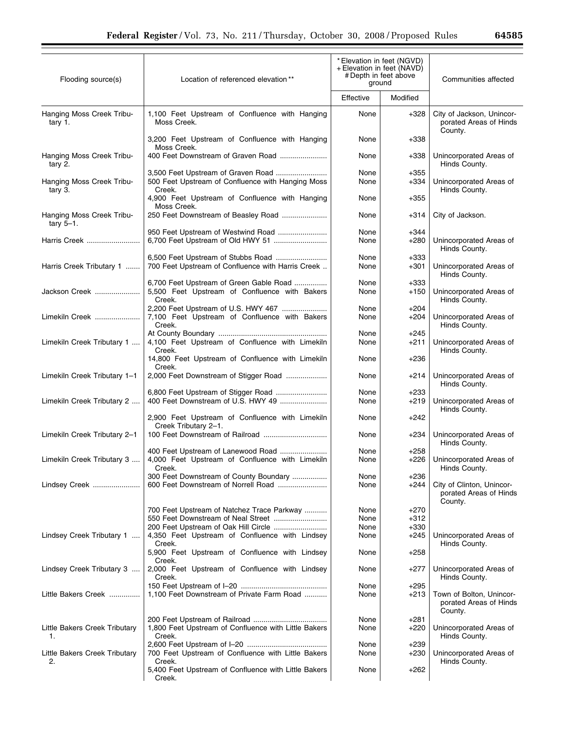| Flooding source(s) | Location of referenced elevation ** | * Elevation in feet (NGVD) + Elevation in feet (NAVD) # Depth in feet above ground | | Communities affected |
|---|---|---|---|---|
| | | Effective | Modified | |
| Hanging Moss Creek Tributary 1. | 1,100 Feet Upstream of Confluence with Hanging Moss Creek. | None | +328 | City of Jackson, Unincorporated Areas of Hinds County. |
| | 3,200 Feet Upstream of Confluence with Hanging Moss Creek. | None | +338 | |
| Hanging Moss Creek Tributary 2. | 400 Feet Downstream of Graven Road | None | +338 | Unincorporated Areas of Hinds County. |
| | 3,500 Feet Upstream of Graven Road | None | +355 | |
| Hanging Moss Creek Tributary 3. | 500 Feet Upstream of Confluence with Hanging Moss Creek. | None | +334 | Unincorporated Areas of Hinds County. |
| | 4,900 Feet Upstream of Confluence with Hanging Moss Creek. | None | +355 | |
| Hanging Moss Creek Tributary 5–1. | 250 Feet Downstream of Beasley Road | None | +314 | City of Jackson. |
| | 950 Feet Upstream of Westwind Road | None | +344 | |
| Harris Creek | 6,700 Feet Upstream of Old HWY 51 | None | +280 | Unincorporated Areas of Hinds County. |
| | 6,500 Feet Upstream of Stubbs Road | None | +333 | |
| Harris Creek Tributary 1 | 700 Feet Upstream of Confluence with Harris Creek | None | +301 | Unincorporated Areas of Hinds County. |
| | 6,700 Feet Upstream of Green Gable Road | None | +333 | |
| Jackson Creek | 5,500 Feet Upstream of Confluence with Bakers Creek. | None | +150 | Unincorporated Areas of Hinds County. |
| | 2,200 Feet Upstream of U.S. HWY 467 | None | +204 | |
| Limekiln Creek | 7,100 Feet Upstream of Confluence with Bakers Creek. | None | +204 | Unincorporated Areas of Hinds County. |
| | At County Boundary | None | +245 | |
| Limekiln Creek Tributary 1 | 4,100 Feet Upstream of Confluence with Limekiln Creek. | None | +211 | Unincorporated Areas of Hinds County. |
| | 14,800 Feet Upstream of Confluence with Limekiln Creek. | None | +236 | |
| Limekiln Creek Tributary 1–1 | 2,000 Feet Downstream of Stigger Road | None | +214 | Unincorporated Areas of Hinds County. |
| | 6,800 Feet Upstream of Stigger Road | None | +233 | |
| Limekiln Creek Tributary 2 | 400 Feet Downstream of U.S. HWY 49 | None | +219 | Unincorporated Areas of Hinds County. |
| | 2,900 Feet Upstream of Confluence with Limekiln Creek Tributary 2–1. | None | +242 | |
| Limekiln Creek Tributary 2–1 | 100 Feet Downstream of Railroad | None | +234 | Unincorporated Areas of Hinds County. |
| | 400 Feet Upstream of Lanewood Road | None | +258 | |
| Limekiln Creek Tributary 3 | 4,000 Feet Upstream of Confluence with Limekiln Creek. | None | +226 | Unincorporated Areas of Hinds County. |
| | 300 Feet Downstream of County Boundary | None | +236 | |
| Lindsey Creek | 600 Feet Downstream of Norrell Road | None | +244 | City of Clinton, Unincorporated Areas of Hinds County. |
| | 700 Feet Upstream of Natchez Trace Parkway | None | +270 | |
| | 550 Feet Downstream of Neal Street | None | +312 | |
| | 200 Feet Upstream of Oak Hill Circle | None | +330 | |
| Lindsey Creek Tributary 1 | 4,350 Feet Upstream of Confluence with Lindsey Creek. | None | +245 | Unincorporated Areas of Hinds County. |
| | 5,900 Feet Upstream of Confluence with Lindsey Creek. | None | +258 | |
| Lindsey Creek Tributary 3 | 2,000 Feet Upstream of Confluence with Lindsey Creek. | None | +277 | Unincorporated Areas of Hinds County. |
| | 150 Feet Upstream of I–20 | None | +295 | |
| Little Bakers Creek | 1,100 Feet Downstream of Private Farm Road | None | +213 | Town of Bolton, Unincorporated Areas of Hinds County. |
| | 200 Feet Upstream of Railroad | None | +281 | |
| Little Bakers Creek Tributary 1. | 1,800 Feet Upstream of Confluence with Little Bakers Creek. | None | +220 | Unincorporated Areas of Hinds County. |
| | 2,600 Feet Upstream of I–20 | None | +239 | |
| Little Bakers Creek Tributary 2. | 700 Feet Upstream of Confluence with Little Bakers Creek. | None | +230 | Unincorporated Areas of Hinds County. |
| | 5,400 Feet Upstream of Confluence with Little Bakers Creek. | None | +262 | |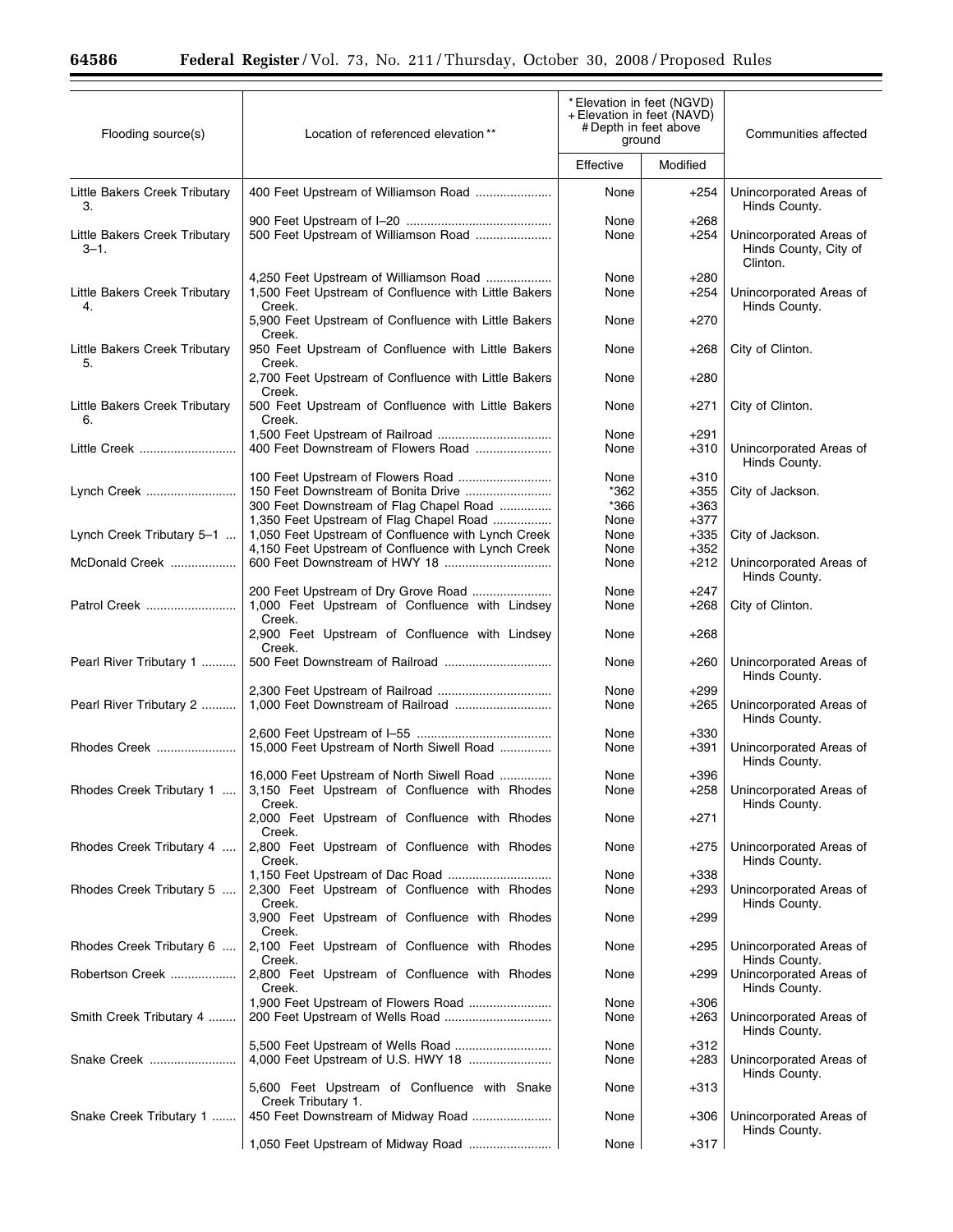| Flooding source(s) | Location of referenced elevation ** | * Elevation in feet (NGVD) + Elevation in feet (NAVD) # Depth in feet above ground | | Communities affected |
|---|---|---|---|---|
| | | Effective | Modified | |
| Little Bakers Creek Tributary 3. | 400 Feet Upstream of Williamson Road | None | +254 | Unincorporated Areas of Hinds County. |
| | 900 Feet Upstream of I–20 | None | +268 | |
| Little Bakers Creek Tributary 3–1. | 500 Feet Upstream of Williamson Road | None | +254 | Unincorporated Areas of Hinds County, City of Clinton. |
| | 4,250 Feet Upstream of Williamson Road | None | +280 | |
| Little Bakers Creek Tributary 4. | 1,500 Feet Upstream of Confluence with Little Bakers Creek. | None | +254 | Unincorporated Areas of Hinds County. |
| | 5,900 Feet Upstream of Confluence with Little Bakers Creek. | None | +270 | |
| Little Bakers Creek Tributary 5. | 950 Feet Upstream of Confluence with Little Bakers Creek. | None | +268 | City of Clinton. |
| | 2,700 Feet Upstream of Confluence with Little Bakers Creek. | None | +280 | |
| Little Bakers Creek Tributary 6. | 500 Feet Upstream of Confluence with Little Bakers Creek. | None | +271 | City of Clinton. |
| | 1,500 Feet Upstream of Railroad | None | +291 | |
| Little Creek | 400 Feet Downstream of Flowers Road | None | +310 | Unincorporated Areas of Hinds County. |
| | 100 Feet Upstream of Flowers Road | None | +310 | |
| Lynch Creek | 150 Feet Downstream of Bonita Drive | *362 | +355 | City of Jackson. |
| | 300 Feet Downstream of Flag Chapel Road | *366 | +363 | |
| | 1,350 Feet Upstream of Flag Chapel Road | None | +377 | |
| Lynch Creek Tributary 5–1 | 1,050 Feet Upstream of Confluence with Lynch Creek | None | +335 | City of Jackson. |
| | 4,150 Feet Upstream of Confluence with Lynch Creek | None | +352 | |
| McDonald Creek | 600 Feet Downstream of HWY 18 | None | +212 | Unincorporated Areas of Hinds County. |
| | 200 Feet Upstream of Dry Grove Road | None | +247 | |
| Patrol Creek | 1,000 Feet Upstream of Confluence with Lindsey Creek. | None | +268 | City of Clinton. |
| | 2,900 Feet Upstream of Confluence with Lindsey Creek. | None | +268 | |
| Pearl River Tributary 1 | 500 Feet Downstream of Railroad | None | +260 | Unincorporated Areas of Hinds County. |
| | 2,300 Feet Upstream of Railroad | None | +299 | |
| Pearl River Tributary 2 | 1,000 Feet Downstream of Railroad | None | +265 | Unincorporated Areas of Hinds County. |
| | 2,600 Feet Upstream of I–55 | None | +330 | |
| Rhodes Creek | 15,000 Feet Upstream of North Siwell Road | None | +391 | Unincorporated Areas of Hinds County. |
| | 16,000 Feet Upstream of North Siwell Road | None | +396 | |
| Rhodes Creek Tributary 1 | 3,150 Feet Upstream of Confluence with Rhodes Creek. | None | +258 | Unincorporated Areas of Hinds County. |
| | 2,000 Feet Upstream of Confluence with Rhodes Creek. | None | +271 | |
| Rhodes Creek Tributary 4 | 2,800 Feet Upstream of Confluence with Rhodes Creek. | None | +275 | Unincorporated Areas of Hinds County. |
| | 1,150 Feet Upstream of Dac Road | None | +338 | |
| Rhodes Creek Tributary 5 | 2,300 Feet Upstream of Confluence with Rhodes Creek. | None | +293 | Unincorporated Areas of Hinds County. |
| | 3,900 Feet Upstream of Confluence with Rhodes Creek. | None | +299 | |
| Rhodes Creek Tributary 6 | 2,100 Feet Upstream of Confluence with Rhodes Creek. | None | +295 | Unincorporated Areas of Hinds County. |
| Robertson Creek | 2,800 Feet Upstream of Confluence with Rhodes Creek. | None | +299 | Unincorporated Areas of Hinds County. |
| | 1,900 Feet Upstream of Flowers Road | None | +306 | |
| Smith Creek Tributary 4 | 200 Feet Upstream of Wells Road | None | +263 | Unincorporated Areas of Hinds County. |
| | 5,500 Feet Upstream of Wells Road | None | +312 | |
| Snake Creek | 4,000 Feet Upstream of U.S. HWY 18 | None | +283 | Unincorporated Areas of Hinds County. |
| | 5,600 Feet Upstream of Confluence with Snake Creek Tributary 1. | None | +313 | |
| Snake Creek Tributary 1 | 450 Feet Downstream of Midway Road | None | +306 | Unincorporated Areas of Hinds County. |
| | 1,050 Feet Upstream of Midway Road | None | +317 | |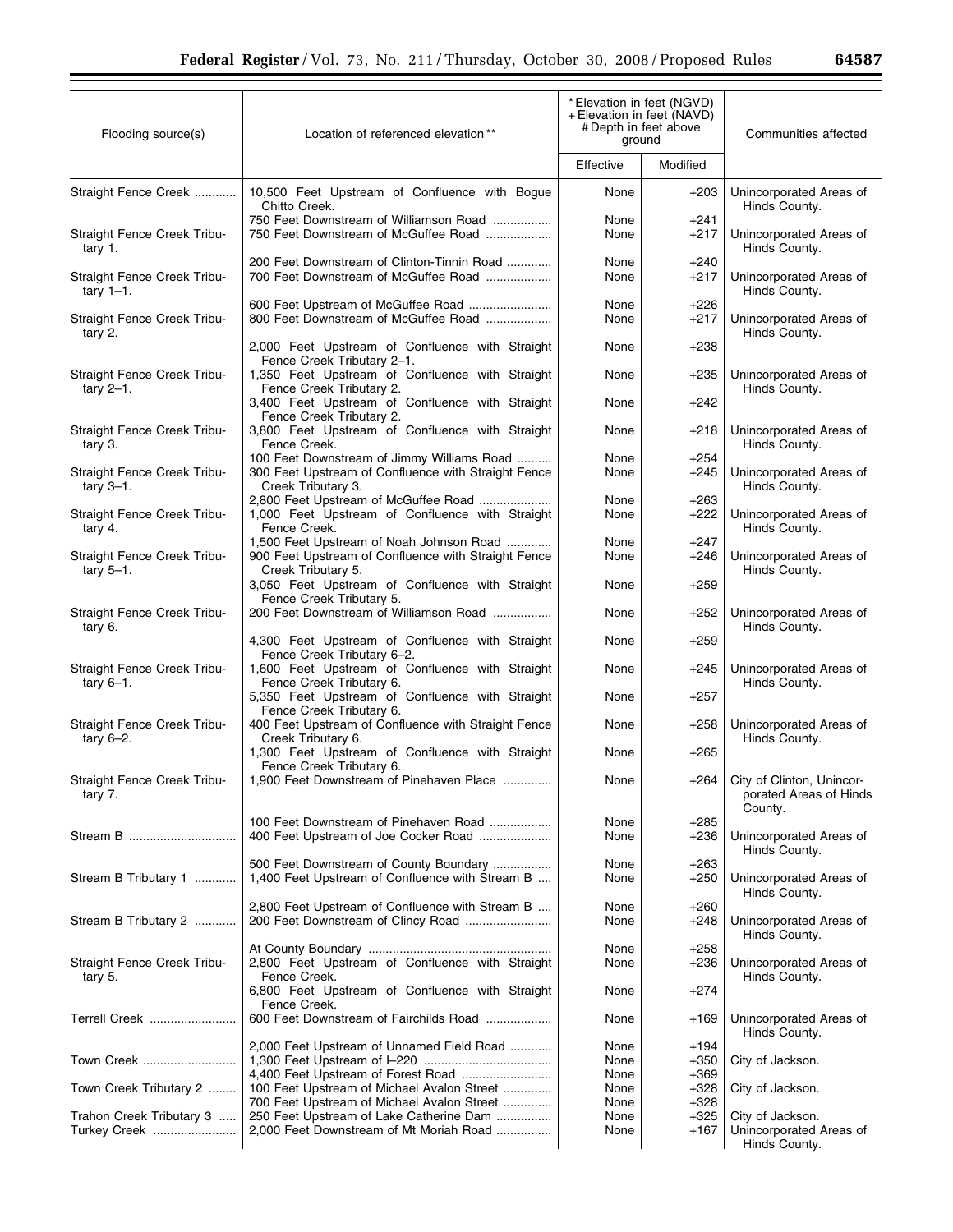| Flooding source(s) | Location of referenced elevation ** | * Elevation in feet (NGVD) + Elevation in feet (NAVD) # Depth in feet above ground | | Communities affected |
|---|---|---|---|---|
| | | Effective | Modified | |
| Straight Fence Creek | 10,500 Feet Upstream of Confluence with Bogue Chitto Creek. | None | +203 | Unincorporated Areas of Hinds County. |
| | 750 Feet Downstream of Williamson Road | None | +241 | |
| Straight Fence Creek Tributary 1. | 750 Feet Downstream of McGuffee Road | None | +217 | Unincorporated Areas of Hinds County. |
| | 200 Feet Downstream of Clinton-Tinnin Road | None | +240 | |
| Straight Fence Creek Tributary 1–1. | 700 Feet Downstream of McGuffee Road | None | +217 | Unincorporated Areas of Hinds County. |
| | 600 Feet Upstream of McGuffee Road | None | +226 | |
| Straight Fence Creek Tributary 2. | 800 Feet Downstream of McGuffee Road | None | +217 | Unincorporated Areas of Hinds County. |
| | 2,000 Feet Upstream of Confluence with Straight Fence Creek Tributary 2–1. | None | +238 | |
| Straight Fence Creek Tributary 2–1. | 1,350 Feet Upstream of Confluence with Straight Fence Creek Tributary 2. | None | +235 | Unincorporated Areas of Hinds County. |
| | 3,400 Feet Upstream of Confluence with Straight Fence Creek Tributary 2. | None | +242 | |
| Straight Fence Creek Tributary 3. | 3,800 Feet Upstream of Confluence with Straight Fence Creek. | None | +218 | Unincorporated Areas of Hinds County. |
| | 100 Feet Downstream of Jimmy Williams Road | None | +254 | |
| Straight Fence Creek Tributary 3–1. | 300 Feet Upstream of Confluence with Straight Fence Creek Tributary 3. | None | +245 | Unincorporated Areas of Hinds County. |
| | 2,800 Feet Upstream of McGuffee Road | None | +263 | |
| Straight Fence Creek Tributary 4. | 1,000 Feet Upstream of Confluence with Straight Fence Creek. | None | +222 | Unincorporated Areas of Hinds County. |
| | 1,500 Feet Upstream of Noah Johnson Road | None | +247 | |
| Straight Fence Creek Tributary 5–1. | 900 Feet Upstream of Confluence with Straight Fence Creek Tributary 5. | None | +246 | Unincorporated Areas of Hinds County. |
| | 3,050 Feet Upstream of Confluence with Straight Fence Creek Tributary 5. | None | +259 | |
| Straight Fence Creek Tributary 6. | 200 Feet Downstream of Williamson Road | None | +252 | Unincorporated Areas of Hinds County. |
| | 4,300 Feet Upstream of Confluence with Straight Fence Creek Tributary 6–2. | None | +259 | |
| Straight Fence Creek Tributary 6–1. | 1,600 Feet Upstream of Confluence with Straight Fence Creek Tributary 6. | None | +245 | Unincorporated Areas of Hinds County. |
| | 5,350 Feet Upstream of Confluence with Straight Fence Creek Tributary 6. | None | +257 | |
| Straight Fence Creek Tributary 6–2. | 400 Feet Upstream of Confluence with Straight Fence Creek Tributary 6. | None | +258 | Unincorporated Areas of Hinds County. |
| | 1,300 Feet Upstream of Confluence with Straight Fence Creek Tributary 6. | None | +265 | |
| Straight Fence Creek Tributary 7. | 1,900 Feet Downstream of Pinehaven Place | None | +264 | City of Clinton, Unincorporated Areas of Hinds County. |
| | 100 Feet Downstream of Pinehaven Road | None | +285 | |
| Stream B | 400 Feet Upstream of Joe Cocker Road | None | +236 | Unincorporated Areas of Hinds County. |
| | 500 Feet Downstream of County Boundary | None | +263 | |
| Stream B Tributary 1 | 1,400 Feet Upstream of Confluence with Stream B | None | +250 | Unincorporated Areas of Hinds County. |
| | 2,800 Feet Upstream of Confluence with Stream B | None | +260 | |
| Stream B Tributary 2 | 200 Feet Downstream of Clincy Road | None | +248 | Unincorporated Areas of Hinds County. |
| | At County Boundary | None | +258 | |
| Straight Fence Creek Tributary 5. | 2,800 Feet Upstream of Confluence with Straight Fence Creek. | None | +236 | Unincorporated Areas of Hinds County. |
| | 6,800 Feet Upstream of Confluence with Straight Fence Creek. | None | +274 | |
| Terrell Creek | 600 Feet Downstream of Fairchilds Road | None | +169 | Unincorporated Areas of Hinds County. |
| | 2,000 Feet Upstream of Unnamed Field Road | None | +194 | |
| Town Creek | 1,300 Feet Upstream of I–220 | None | +350 | City of Jackson. |
| | 4,400 Feet Upstream of Forest Road | None | +369 | |
| Town Creek Tributary 2 | 100 Feet Upstream of Michael Avalon Street | None | +328 | City of Jackson. |
| | 700 Feet Upstream of Michael Avalon Street | None | +328 | |
| Trahon Creek Tributary 3 | 250 Feet Upstream of Lake Catherine Dam | None | +325 | City of Jackson. |
| Turkey Creek | 2,000 Feet Downstream of Mt Moriah Road | None | +167 | Unincorporated Areas of Hinds County. |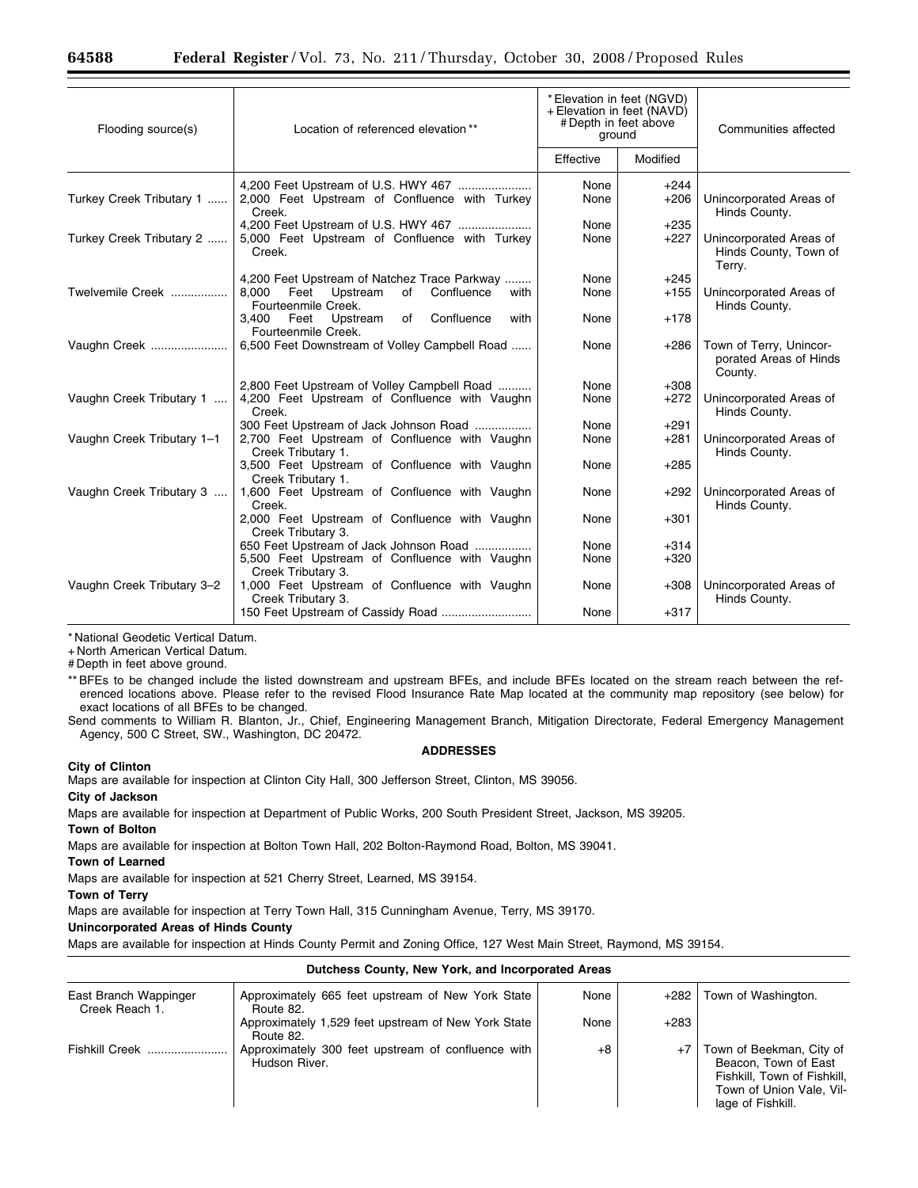| Flooding source(s) | Location of referenced elevation ** | * Elevation in feet (NGVD) + Elevation in feet (NAVD) # Depth in feet above ground | | Communities affected |
|---|---|---|---|---|
| | | Effective | Modified | |
| | 4,200 Feet Upstream of U.S. HWY 467 | None | +244 | |
| Turkey Creek Tributary 1 | 2,000 Feet Upstream of Confluence with Turkey Creek. | None | +206 | Unincorporated Areas of Hinds County. |
| | 4,200 Feet Upstream of U.S. HWY 467 | None | +235 | |
| Turkey Creek Tributary 2 | 5,000 Feet Upstream of Confluence with Turkey Creek. | None | +227 | Unincorporated Areas of Hinds County, Town of Terry. |
| | 4,200 Feet Upstream of Natchez Trace Parkway | None | +245 | |
| Twelvemile Creek | 8,000 Feet Upstream of Confluence with Fourteenmile Creek. | None | +155 | Unincorporated Areas of Hinds County. |
| | 3,400 Feet Upstream of Confluence with Fourteenmile Creek. | None | +178 | |
| Vaughn Creek | 6,500 Feet Downstream of Volley Campbell Road | None | +286 | Town of Terry, Unincorporated Areas of Hinds County. |
| | 2,800 Feet Upstream of Volley Campbell Road | None | +308 | |
| Vaughn Creek Tributary 1 | 4,200 Feet Upstream of Confluence with Vaughn Creek. | None | +272 | Unincorporated Areas of Hinds County. |
| | 300 Feet Upstream of Jack Johnson Road | None | +291 | |
| Vaughn Creek Tributary 1–1 | 2,700 Feet Upstream of Confluence with Vaughn Creek Tributary 1. | None | +281 | Unincorporated Areas of Hinds County. |
| | 3,500 Feet Upstream of Confluence with Vaughn Creek Tributary 1. | None | +285 | |
| Vaughn Creek Tributary 3 | 1,600 Feet Upstream of Confluence with Vaughn Creek. | None | +292 | Unincorporated Areas of Hinds County. |
| | 2,000 Feet Upstream of Confluence with Vaughn Creek Tributary 3. | None | +301 | |
| | 650 Feet Upstream of Jack Johnson Road | None | +314 | |
| | 5,500 Feet Upstream of Confluence with Vaughn Creek Tributary 3. | None | +320 | |
| Vaughn Creek Tributary 3–2 | 1,000 Feet Upstream of Confluence with Vaughn Creek Tributary 3. | None | +308 | Unincorporated Areas of Hinds County. |
| | 150 Feet Upstream of Cassidy Road | None | +317 | |

* National Geodetic Vertical Datum.

+ North American Vertical Datum.

# Depth in feet above ground.

** BFEs to be changed include the listed downstream and upstream BFEs, and include BFEs located on the stream reach between the referenced locations above. Please refer to the revised Flood Insurance Rate Map located at the community map repository (see below) for exact locations of all BFEs to be changed.

Send comments to William R. Blanton, Jr., Chief, Engineering Management Branch, Mitigation Directorate, Federal Emergency Management Agency, 500 C Street, SW., Washington, DC 20472.

**ADDRESSES**

**City of Clinton**

Maps are available for inspection at Clinton City Hall, 300 Jefferson Street, Clinton, MS 39056.

**City of Jackson**

Maps are available for inspection at Department of Public Works, 200 South President Street, Jackson, MS 39205.

**Town of Bolton**

Maps are available for inspection at Bolton Town Hall, 202 Bolton-Raymond Road, Bolton, MS 39041.

**Town of Learned**

Maps are available for inspection at 521 Cherry Street, Learned, MS 39154.

**Town of Terry**

Maps are available for inspection at Terry Town Hall, 315 Cunningham Avenue, Terry, MS 39170.

**Unincorporated Areas of Hinds County**

Maps are available for inspection at Hinds County Permit and Zoning Office, 127 West Main Street, Raymond, MS 39154.

**Dutchess County, New York, and Incorporated Areas**

| Flooding source(s) | Location of referenced elevation ** | Effective | Modified | Communities affected |
|---|---|---|---|---|
| East Branch Wappinger Creek Reach 1. | Approximately 665 feet upstream of New York State Route 82. | None | +282 | Town of Washington. |
| | Approximately 1,529 feet upstream of New York State Route 82. | None | +283 | |
| Fishkill Creek | Approximately 300 feet upstream of confluence with Hudson River. | +8 | +7 | Town of Beekman, City of Beacon, Town of East Fishkill, Town of Fishkill, Town of Union Vale, Village of Fishkill. |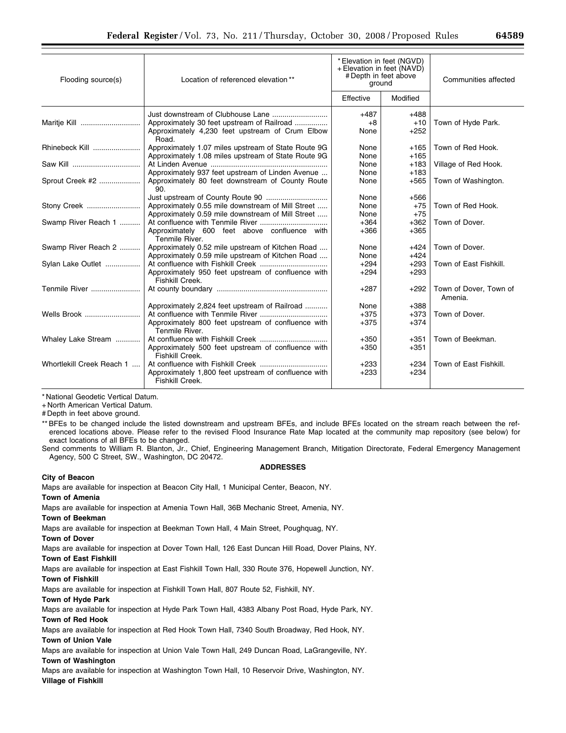| Flooding source(s) | Location of referenced elevation ** | * Elevation in feet (NGVD) + Elevation in feet (NAVD) # Depth in feet above ground | | Communities affected |
|---|---|---|---|---|
| | | Effective | Modified | |
| | Just downstream of Clubhouse Lane | +487 | +488 | |
| Maritje Kill | Approximately 30 feet upstream of Railroad | +8 | +10 | Town of Hyde Park. |
| | Approximately 4,230 feet upstream of Crum Elbow Road. | None | +252 | |
| Rhinebeck Kill | Approximately 1.07 miles upstream of State Route 9G | None | +165 | Town of Red Hook. |
| | Approximately 1.08 miles upstream of State Route 9G | None | +165 | |
| Saw Kill | At Linden Avenue | None | +183 | Village of Red Hook. |
| | Approximately 937 feet upstream of Linden Avenue | None | +183 | |
| Sprout Creek #2 | Approximately 80 feet downstream of County Route 90. | None | +565 | Town of Washington. |
| | Just upstream of County Route 90 | None | +566 | |
| Stony Creek | Approximately 0.55 mile downstream of Mill Street | None | +75 | Town of Red Hook. |
| | Approximately 0.59 mile downstream of Mill Street | None | +75 | |
| Swamp River Reach 1 | At confluence with Tenmile River | +364 | +362 | Town of Dover. |
| | Approximately 600 feet above confluence with Tenmile River. | +366 | +365 | |
| Swamp River Reach 2 | Approximately 0.52 mile upstream of Kitchen Road | None | +424 | Town of Dover. |
| | Approximately 0.59 mile upstream of Kitchen Road | None | +424 | |
| Sylan Lake Outlet | At confluence with Fishkill Creek | +294 | +293 | Town of East Fishkill. |
| | Approximately 950 feet upstream of confluence with Fishkill Creek. | +294 | +293 | |
| Tenmile River | At county boundary | +287 | +292 | Town of Dover, Town of Amenia. |
| | Approximately 2,824 feet upstream of Railroad | None | +388 | |
| Wells Brook | At confluence with Tenmile River | +375 | +373 | Town of Dover. |
| | Approximately 800 feet upstream of confluence with Tenmile River. | +375 | +374 | |
| Whaley Lake Stream | At confluence with Fishkill Creek | +350 | +351 | Town of Beekman. |
| | Approximately 500 feet upstream of confluence with Fishkill Creek. | +350 | +351 | |
| Whortlekill Creek Reach 1 | At confluence with Fishkill Creek | +233 | +234 | Town of East Fishkill. |
| | Approximately 1,800 feet upstream of confluence with Fishkill Creek. | +233 | +234 | |

* National Geodetic Vertical Datum.

+ North American Vertical Datum.

# Depth in feet above ground.

** BFEs to be changed include the listed downstream and upstream BFEs, and include BFEs located on the stream reach between the referenced locations above. Please refer to the revised Flood Insurance Rate Map located at the community map repository (see below) for exact locations of all BFEs to be changed.

Send comments to William R. Blanton, Jr., Chief, Engineering Management Branch, Mitigation Directorate, Federal Emergency Management Agency, 500 C Street, SW., Washington, DC 20472.

**ADDRESSES**

**City of Beacon**

Maps are available for inspection at Beacon City Hall, 1 Municipal Center, Beacon, NY.

**Town of Amenia**

Maps are available for inspection at Amenia Town Hall, 36B Mechanic Street, Amenia, NY.

**Town of Beekman**

Maps are available for inspection at Beekman Town Hall, 4 Main Street, Poughquag, NY.

**Town of Dover**

Maps are available for inspection at Dover Town Hall, 126 East Duncan Hill Road, Dover Plains, NY.

**Town of East Fishkill**

Maps are available for inspection at East Fishkill Town Hall, 330 Route 376, Hopewell Junction, NY.

**Town of Fishkill**

Maps are available for inspection at Fishkill Town Hall, 807 Route 52, Fishkill, NY.

**Town of Hyde Park**

Maps are available for inspection at Hyde Park Town Hall, 4383 Albany Post Road, Hyde Park, NY.

**Town of Red Hook**

Maps are available for inspection at Red Hook Town Hall, 7340 South Broadway, Red Hook, NY.

**Town of Union Vale**

Maps are available for inspection at Union Vale Town Hall, 249 Duncan Road, LaGrangeville, NY.

**Town of Washington**

Maps are available for inspection at Washington Town Hall, 10 Reservoir Drive, Washington, NY.

**Village of Fishkill**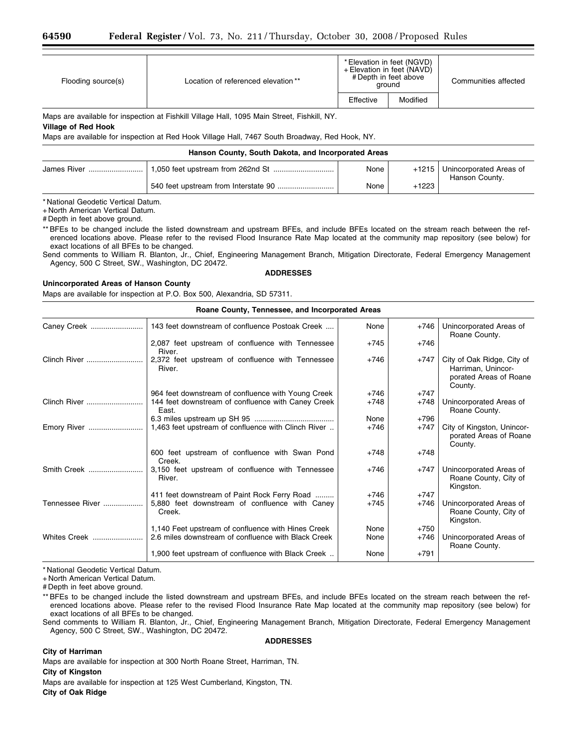| Flooding source(s) | Location of referenced elevation ** | *Elevation in feet (NGVD) +Elevation in feet (NAVD) #Depth in feet above ground | | Communities affected |
|---|---|---|---|---|
| | | Effective | Modified | |

Maps are available for inspection at Fishkill Village Hall, 1095 Main Street, Fishkill, NY.

**Village of Red Hook**

Maps are available for inspection at Red Hook Village Hall, 7467 South Broadway, Red Hook, NY.

| **Hanson County, South Dakota, and Incorporated Areas** | | | | |
|---|---|---|---|---|
| James River | 1,050 feet upstream from 262nd St | None | +1215 | Unincorporated Areas of Hanson County. |
| | 540 feet upstream from Interstate 90 | None | +1223 | |

\* National Geodetic Vertical Datum.

\+ North American Vertical Datum.

\# Depth in feet above ground.

\*\* BFEs to be changed include the listed downstream and upstream BFEs, and include BFEs located on the stream reach between the referenced locations above. Please refer to the revised Flood Insurance Rate Map located at the community map repository (see below) for exact locations of all BFEs to be changed.

Send comments to William R. Blanton, Jr., Chief, Engineering Management Branch, Mitigation Directorate, Federal Emergency Management Agency, 500 C Street, SW., Washington, DC 20472.

**ADDRESSES**

**Unincorporated Areas of Hanson County**

Maps are available for inspection at P.O. Box 500, Alexandria, SD 57311.

| **Roane County, Tennessee, and Incorporated Areas** | | | | |
|---|---|---|---|---|
| Caney Creek | 143 feet downstream of confluence Postoak Creek | None | +746 | Unincorporated Areas of Roane County. |
| | 2,087 feet upstream of confluence with Tennessee River. | +745 | +746 | |
| Clinch River | 2,372 feet upstream of confluence with Tennessee River. | +746 | +747 | City of Oak Ridge, City of Harriman, Unincorporated Areas of Roane County. |
| | 964 feet downstream of confluence with Young Creek | +746 | +747 | |
| Clinch River | 144 feet downstream of confluence with Caney Creek East. | +748 | +748 | Unincorporated Areas of Roane County. |
| | 6.3 miles upstream up SH 95 | None | +796 | |
| Emory River | 1,463 feet upstream of confluence with Clinch River | +746 | +747 | City of Kingston, Unincorporated Areas of Roane County. |
| | 600 feet upstream of confluence with Swan Pond Creek. | +748 | +748 | |
| Smith Creek | 3,150 feet upstream of confluence with Tennessee River. | +746 | +747 | Unincorporated Areas of Roane County, City of Kingston. |
| | 411 feet downstream of Paint Rock Ferry Road | +746 | +747 | |
| Tennessee River | 5,880 feet downstream of confluence with Caney Creek. | +745 | +746 | Unincorporated Areas of Roane County, City of Kingston. |
| | 1,140 Feet upstream of confluence with Hines Creek | None | +750 | |
| Whites Creek | 2.6 miles downstream of confluence with Black Creek | None | +746 | Unincorporated Areas of Roane County. |
| | 1,900 feet upstream of confluence with Black Creek | None | +791 | |

\* National Geodetic Vertical Datum.

\+ North American Vertical Datum.

\# Depth in feet above ground.

\*\* BFEs to be changed include the listed downstream and upstream BFEs, and include BFEs located on the stream reach between the referenced locations above. Please refer to the revised Flood Insurance Rate Map located at the community map repository (see below) for exact locations of all BFEs to be changed.

Send comments to William R. Blanton, Jr., Chief, Engineering Management Branch, Mitigation Directorate, Federal Emergency Management Agency, 500 C Street, SW., Washington, DC 20472.

**ADDRESSES**

**City of Harriman**

Maps are available for inspection at 300 North Roane Street, Harriman, TN.

**City of Kingston**

Maps are available for inspection at 125 West Cumberland, Kingston, TN.

**City of Oak Ridge**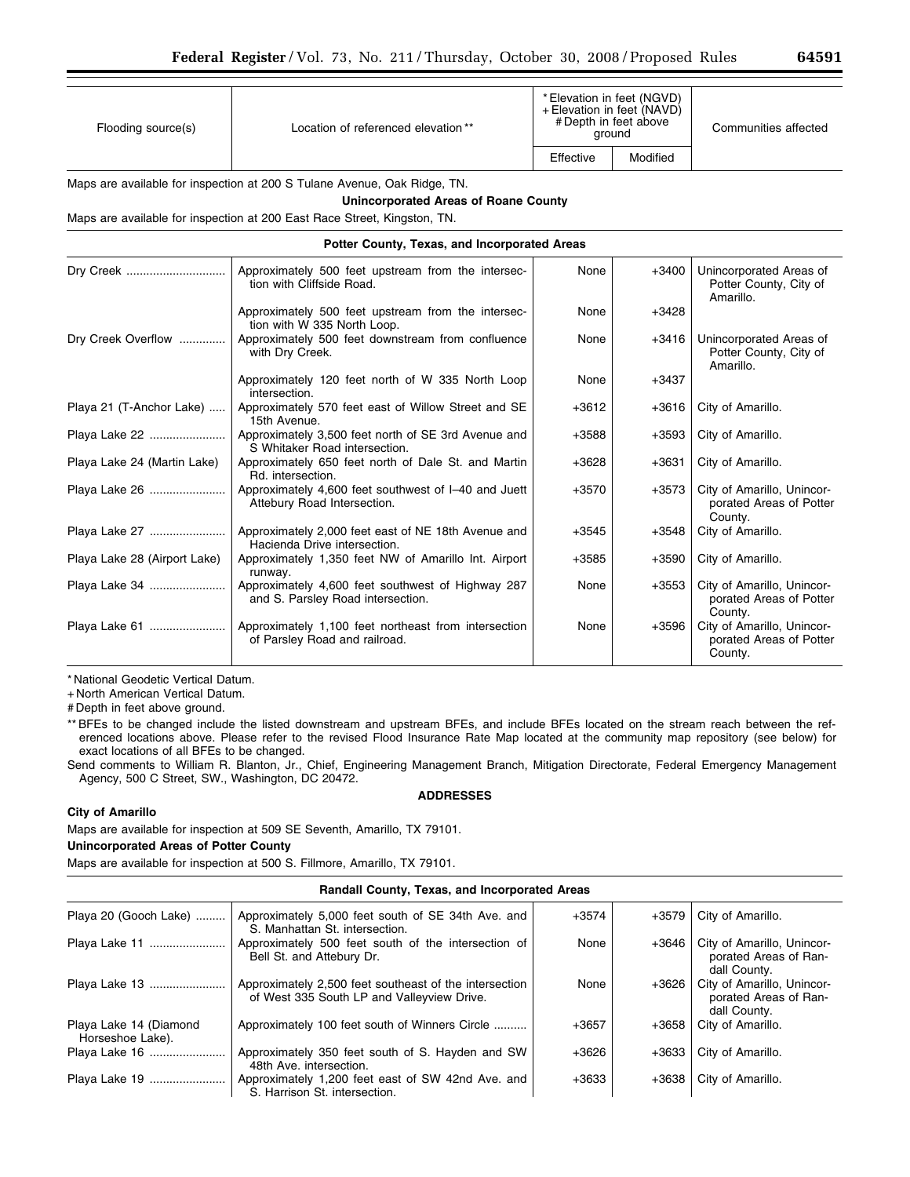| Flooding source(s) | Location of referenced elevation ** | * Elevation in feet (NGVD) + Elevation in feet (NAVD) # Depth in feet above ground | | Communities affected |
|---|---|---|---|---|
| | | Effective | Modified | |

Maps are available for inspection at 200 S Tulane Avenue, Oak Ridge, TN.

**Unincorporated Areas of Roane County**

Maps are available for inspection at 200 East Race Street, Kingston, TN.

| Flooding source(s) | Location of referenced elevation ** | Effective | Modified | Communities affected |
|---|---|---|---|---|
| **Potter County, Texas, and Incorporated Areas** | | | | |
| Dry Creek | Approximately 500 feet upstream from the intersection with Cliffside Road. | None | +3400 | Unincorporated Areas of Potter County, City of Amarillo. |
| | Approximately 500 feet upstream from the intersection with W 335 North Loop. | None | +3428 | |
| Dry Creek Overflow | Approximately 500 feet downstream from confluence with Dry Creek. | None | +3416 | Unincorporated Areas of Potter County, City of Amarillo. |
| | Approximately 120 feet north of W 335 North Loop intersection. | None | +3437 | |
| Playa 21 (T-Anchor Lake) | Approximately 570 feet east of Willow Street and SE 15th Avenue. | +3612 | +3616 | City of Amarillo. |
| Playa Lake 22 | Approximately 3,500 feet north of SE 3rd Avenue and S Whitaker Road intersection. | +3588 | +3593 | City of Amarillo. |
| Playa Lake 24 (Martin Lake) | Approximately 650 feet north of Dale St. and Martin Rd. intersection. | +3628 | +3631 | City of Amarillo. |
| Playa Lake 26 | Approximately 4,600 feet southwest of I–40 and Juett Attebury Road Intersection. | +3570 | +3573 | City of Amarillo, Unincorporated Areas of Potter County. |
| Playa Lake 27 | Approximately 2,000 feet east of NE 18th Avenue and Hacienda Drive intersection. | +3545 | +3548 | City of Amarillo. |
| Playa Lake 28 (Airport Lake) | Approximately 1,350 feet NW of Amarillo Int. Airport runway. | +3585 | +3590 | City of Amarillo. |
| Playa Lake 34 | Approximately 4,600 feet southwest of Highway 287 and S. Parsley Road intersection. | None | +3553 | City of Amarillo, Unincorporated Areas of Potter County. |
| Playa Lake 61 | Approximately 1,100 feet northeast from intersection of Parsley Road and railroad. | None | +3596 | City of Amarillo, Unincorporated Areas of Potter County. |

* National Geodetic Vertical Datum.

+ North American Vertical Datum.

# Depth in feet above ground.

** BFEs to be changed include the listed downstream and upstream BFEs, and include BFEs located on the stream reach between the referenced locations above. Please refer to the revised Flood Insurance Rate Map located at the community map repository (see below) for exact locations of all BFEs to be changed.

Send comments to William R. Blanton, Jr., Chief, Engineering Management Branch, Mitigation Directorate, Federal Emergency Management Agency, 500 C Street, SW., Washington, DC 20472.

**ADDRESSES**

**City of Amarillo**

Maps are available for inspection at 509 SE Seventh, Amarillo, TX 79101.

**Unincorporated Areas of Potter County**

Maps are available for inspection at 500 S. Fillmore, Amarillo, TX 79101.

| Flooding source(s) | Location of referenced elevation ** | Effective | Modified | Communities affected |
|---|---|---|---|---|
| **Randall County, Texas, and Incorporated Areas** | | | | |
| Playa 20 (Gooch Lake) | Approximately 5,000 feet south of SE 34th Ave. and S. Manhattan St. intersection. | +3574 | +3579 | City of Amarillo. |
| Playa Lake 11 | Approximately 500 feet south of the intersection of Bell St. and Attebury Dr. | None | +3646 | City of Amarillo, Unincorporated Areas of Randall County. |
| Playa Lake 13 | Approximately 2,500 feet southeast of the intersection of West 335 South LP and Valleyview Drive. | None | +3626 | City of Amarillo, Unincorporated Areas of Randall County. |
| Playa Lake 14 (Diamond Horseshoe Lake). | Approximately 100 feet south of Winners Circle | +3657 | +3658 | City of Amarillo. |
| Playa Lake 16 | Approximately 350 feet south of S. Hayden and SW 48th Ave. intersection. | +3626 | +3633 | City of Amarillo. |
| Playa Lake 19 | Approximately 1,200 feet east of SW 42nd Ave. and S. Harrison St. intersection. | +3633 | +3638 | City of Amarillo. |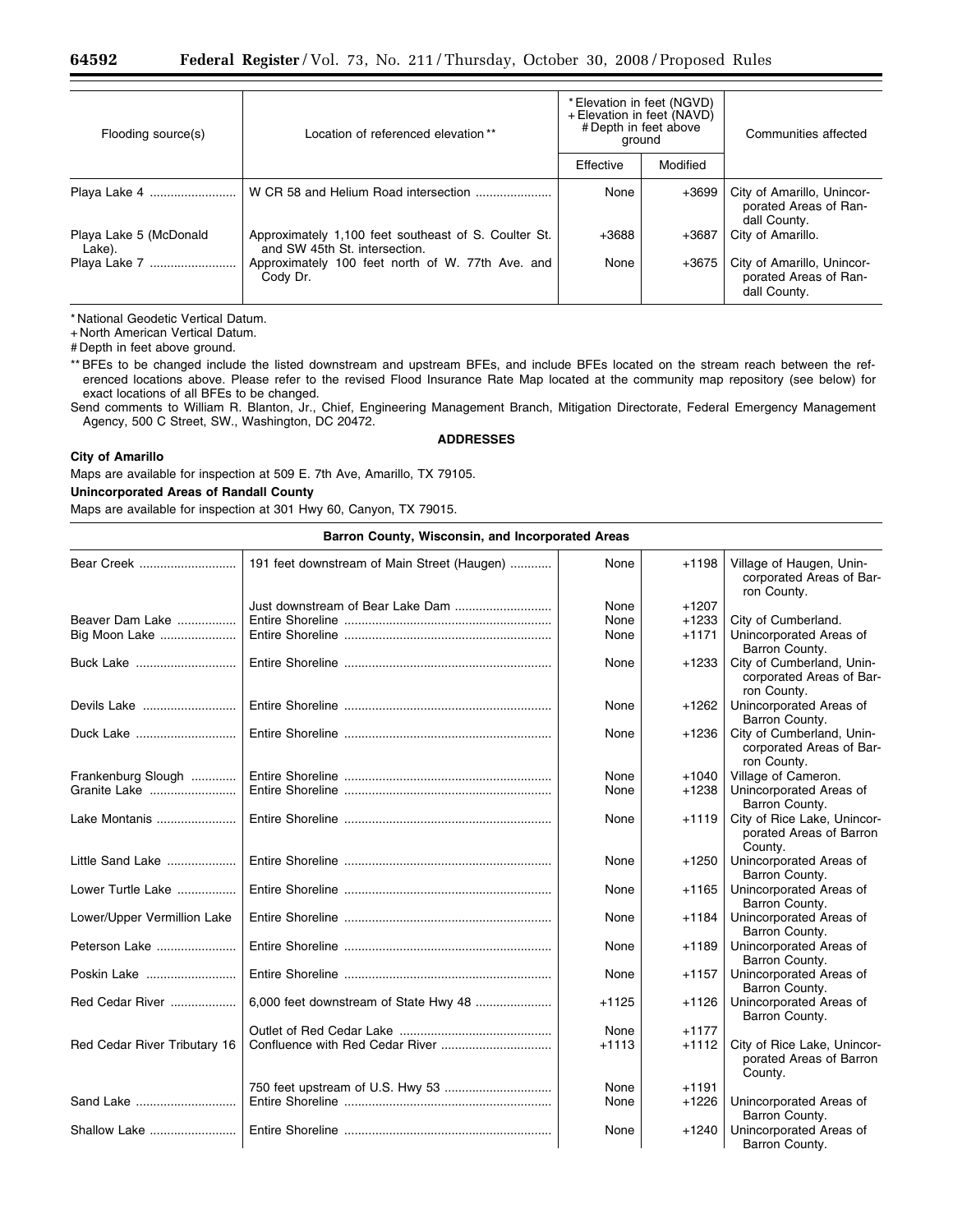| Flooding source(s) | Location of referenced elevation ** | * Elevation in feet (NGVD) + Elevation in feet (NAVD) # Depth in feet above ground | | Communities affected |
|---|---|---|---|---|
| | | Effective | Modified | |
| Playa Lake 4 | W CR 58 and Helium Road intersection | None | +3699 | City of Amarillo, Unincorporated Areas of Randall County. |
| Playa Lake 5 (McDonald Lake). | Approximately 1,100 feet southeast of S. Coulter St. and SW 45th St. intersection. | +3688 | +3687 | City of Amarillo. |
| Playa Lake 7 | Approximately 100 feet north of W. 77th Ave. and Cody Dr. | None | +3675 | City of Amarillo, Unincorporated Areas of Randall County. |

* National Geodetic Vertical Datum.

+ North American Vertical Datum.

# Depth in feet above ground.

** BFEs to be changed include the listed downstream and upstream BFEs, and include BFEs located on the stream reach between the referenced locations above. Please refer to the revised Flood Insurance Rate Map located at the community map repository (see below) for exact locations of all BFEs to be changed.

Send comments to William R. Blanton, Jr., Chief, Engineering Management Branch, Mitigation Directorate, Federal Emergency Management Agency, 500 C Street, SW., Washington, DC 20472.

**ADDRESSES**

**City of Amarillo**

Maps are available for inspection at 509 E. 7th Ave, Amarillo, TX 79105.

**Unincorporated Areas of Randall County**

Maps are available for inspection at 301 Hwy 60, Canyon, TX 79015.

**Barron County, Wisconsin, and Incorporated Areas**

| Flooding source(s) | Location of referenced elevation ** | Effective | Modified | Communities affected |
|---|---|---|---|---|
| Bear Creek | 191 feet downstream of Main Street (Haugen) | None | +1198 | Village of Haugen, Unincorporated Areas of Barron County. |
| | Just downstream of Bear Lake Dam | None | +1207 | |
| Beaver Dam Lake | Entire Shoreline | None | +1233 | City of Cumberland. |
| Big Moon Lake | Entire Shoreline | None | +1171 | Unincorporated Areas of Barron County. |
| Buck Lake | Entire Shoreline | None | +1233 | City of Cumberland, Unincorporated Areas of Barron County. |
| Devils Lake | Entire Shoreline | None | +1262 | Unincorporated Areas of Barron County. |
| Duck Lake | Entire Shoreline | None | +1236 | City of Cumberland, Unincorporated Areas of Barron County. |
| Frankenburg Slough | Entire Shoreline | None | +1040 | Village of Cameron. |
| Granite Lake | Entire Shoreline | None | +1238 | Unincorporated Areas of Barron County. |
| Lake Montanis | Entire Shoreline | None | +1119 | City of Rice Lake, Unincorporated Areas of Barron County. |
| Little Sand Lake | Entire Shoreline | None | +1250 | Unincorporated Areas of Barron County. |
| Lower Turtle Lake | Entire Shoreline | None | +1165 | Unincorporated Areas of Barron County. |
| Lower/Upper Vermillion Lake | Entire Shoreline | None | +1184 | Unincorporated Areas of Barron County. |
| Peterson Lake | Entire Shoreline | None | +1189 | Unincorporated Areas of Barron County. |
| Poskin Lake | Entire Shoreline | None | +1157 | Unincorporated Areas of Barron County. |
| Red Cedar River | 6,000 feet downstream of State Hwy 48 | +1125 | +1126 | Unincorporated Areas of Barron County. |
| | Outlet of Red Cedar Lake | None | +1177 | |
| Red Cedar River Tributary 16 | Confluence with Red Cedar River | +1113 | +1112 | City of Rice Lake, Unincorporated Areas of Barron County. |
| | 750 feet upstream of U.S. Hwy 53 | None | +1191 | |
| Sand Lake | Entire Shoreline | None | +1226 | Unincorporated Areas of Barron County. |
| Shallow Lake | Entire Shoreline | None | +1240 | Unincorporated Areas of Barron County. |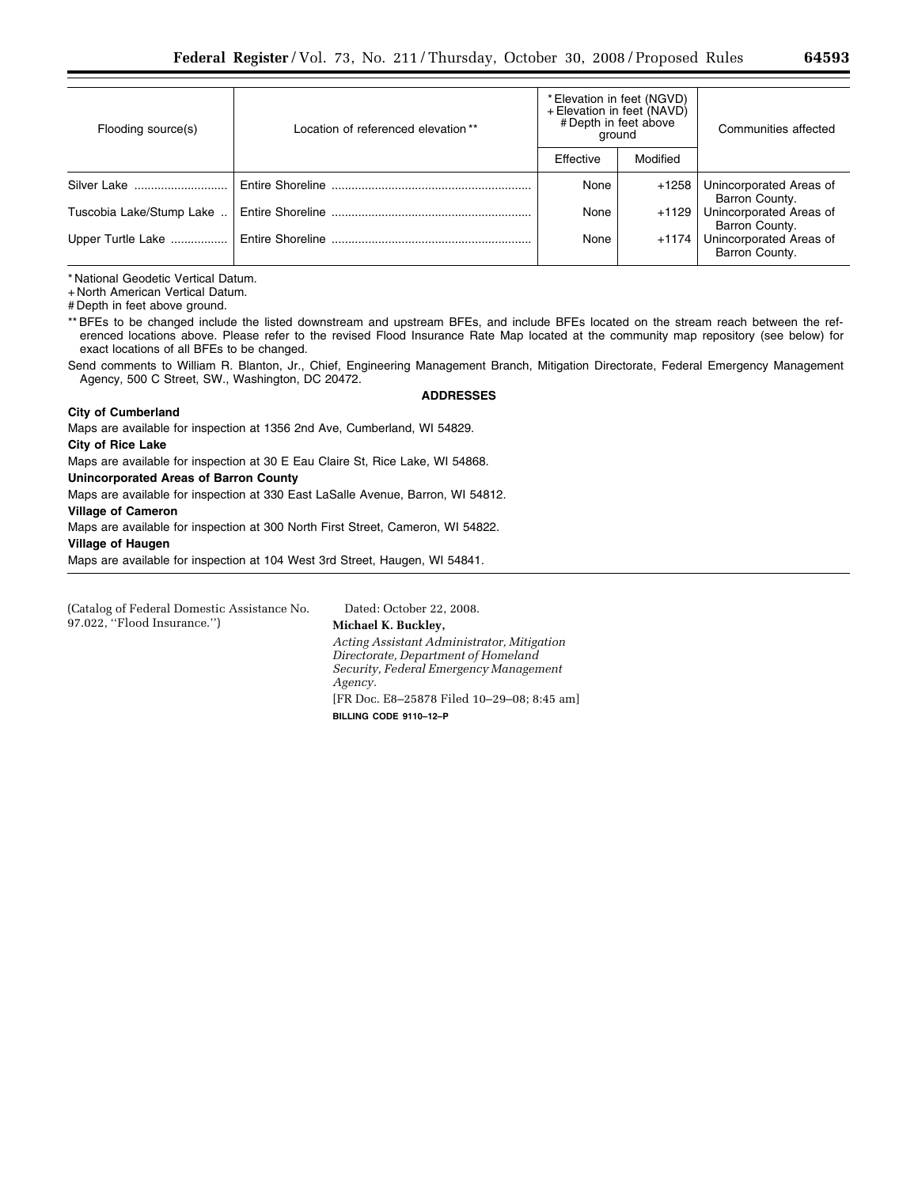| Flooding source(s) | Location of referenced elevation ** | * Elevation in feet (NGVD) + Elevation in feet (NAVD) # Depth in feet above ground | | Communities affected |
|---|---|---|---|---|
| | | Effective | Modified | |
| Silver Lake | Entire Shoreline | None | +1258 | Unincorporated Areas of Barron County. |
| Tuscobia Lake/Stump Lake | Entire Shoreline | None | +1129 | Unincorporated Areas of Barron County. |
| Upper Turtle Lake | Entire Shoreline | None | +1174 | Unincorporated Areas of Barron County. |

* National Geodetic Vertical Datum.

+ North American Vertical Datum.

# Depth in feet above ground.

** BFEs to be changed include the listed downstream and upstream BFEs, and include BFEs located on the stream reach between the referenced locations above. Please refer to the revised Flood Insurance Rate Map located at the community map repository (see below) for exact locations of all BFEs to be changed.

Send comments to William R. Blanton, Jr., Chief, Engineering Management Branch, Mitigation Directorate, Federal Emergency Management Agency, 500 C Street, SW., Washington, DC 20472.

**ADDRESSES**

**City of Cumberland**

Maps are available for inspection at 1356 2nd Ave, Cumberland, WI 54829.

**City of Rice Lake**

Maps are available for inspection at 30 E Eau Claire St, Rice Lake, WI 54868.

**Unincorporated Areas of Barron County**

Maps are available for inspection at 330 East LaSalle Avenue, Barron, WI 54812.

**Village of Cameron**

Maps are available for inspection at 300 North First Street, Cameron, WI 54822.

**Village of Haugen**

Maps are available for inspection at 104 West 3rd Street, Haugen, WI 54841.

(Catalog of Federal Domestic Assistance No. 97.022, ''Flood Insurance.'')

Dated: October 22, 2008.

**Michael K. Buckley,**

*Acting Assistant Administrator, Mitigation Directorate, Department of Homeland Security, Federal Emergency Management Agency.*

[FR Doc. E8–25878 Filed 10–29–08; 8:45 am]

**BILLING CODE 9110–12–P**